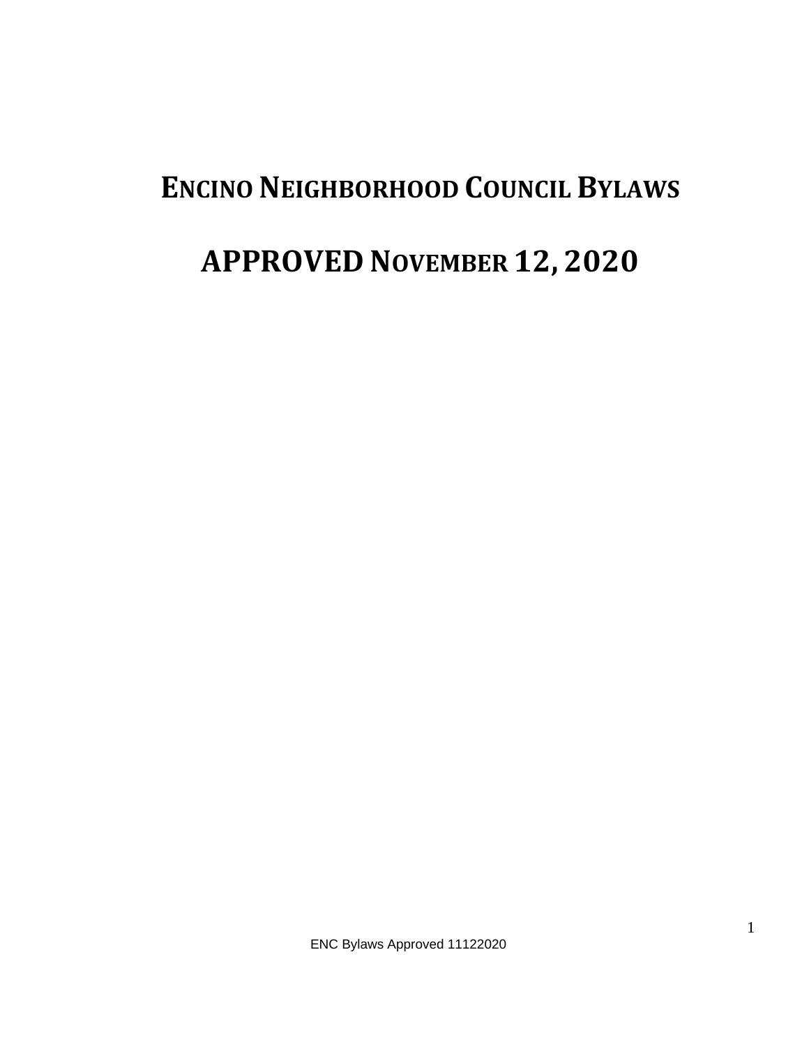# ENCINO NEIGHBORHOOD COUNCIL BYLAWS

# APPROVED NOVEMBER 12, 2020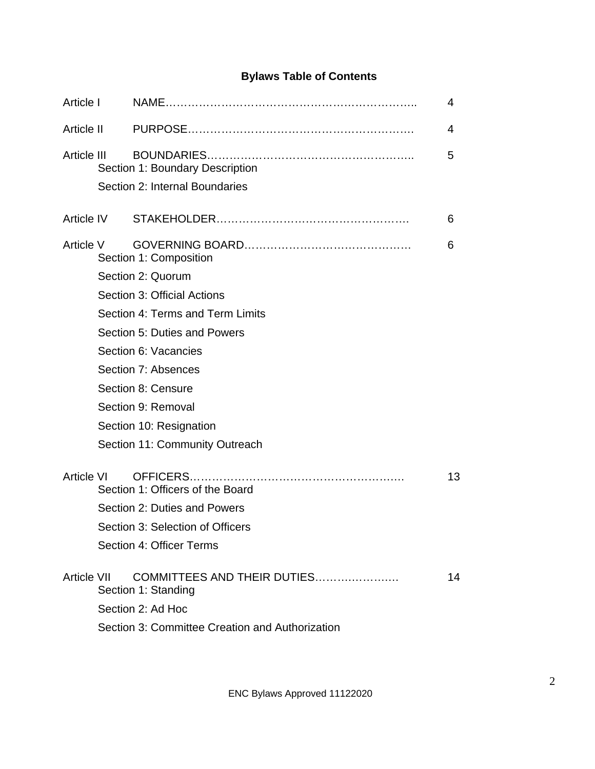# Bylaws Table of Contents

| | | |
|---|---|---|
| Article I | NAME………………………………………………………….. | 4 |
| Article II | PURPOSE……………………………………………………. | 4 |
| Article III | BOUNDARIES……………………………………………….. | 5 |
| | Section 1: Boundary Description | |
| | Section 2: Internal Boundaries | |
| Article IV | STAKEHOLDER……………………………………………. | 6 |
| Article V | GOVERNING BOARD……………………………………… | 6 |
| | Section 1: Composition | |
| | Section 2: Quorum | |
| | Section 3: Official Actions | |
| | Section 4: Terms and Term Limits | |
| | Section 5: Duties and Powers | |
| | Section 6: Vacancies | |
| | Section 7: Absences | |
| | Section 8: Censure | |
| | Section 9: Removal | |
| | Section 10: Resignation | |
| | Section 11: Community Outreach | |
| Article VI | OFFICERS…………………………………………………. | 13 |
| | Section 1: Officers of the Board | |
| | Section 2: Duties and Powers | |
| | Section 3: Selection of Officers | |
| | Section 4: Officer Terms | |
| Article VII | COMMITTEES AND THEIR DUTIES…………………. | 14 |
| | Section 1: Standing | |
| | Section 2: Ad Hoc | |
| | Section 3: Committee Creation and Authorization | |

ENC Bylaws Approved 11122020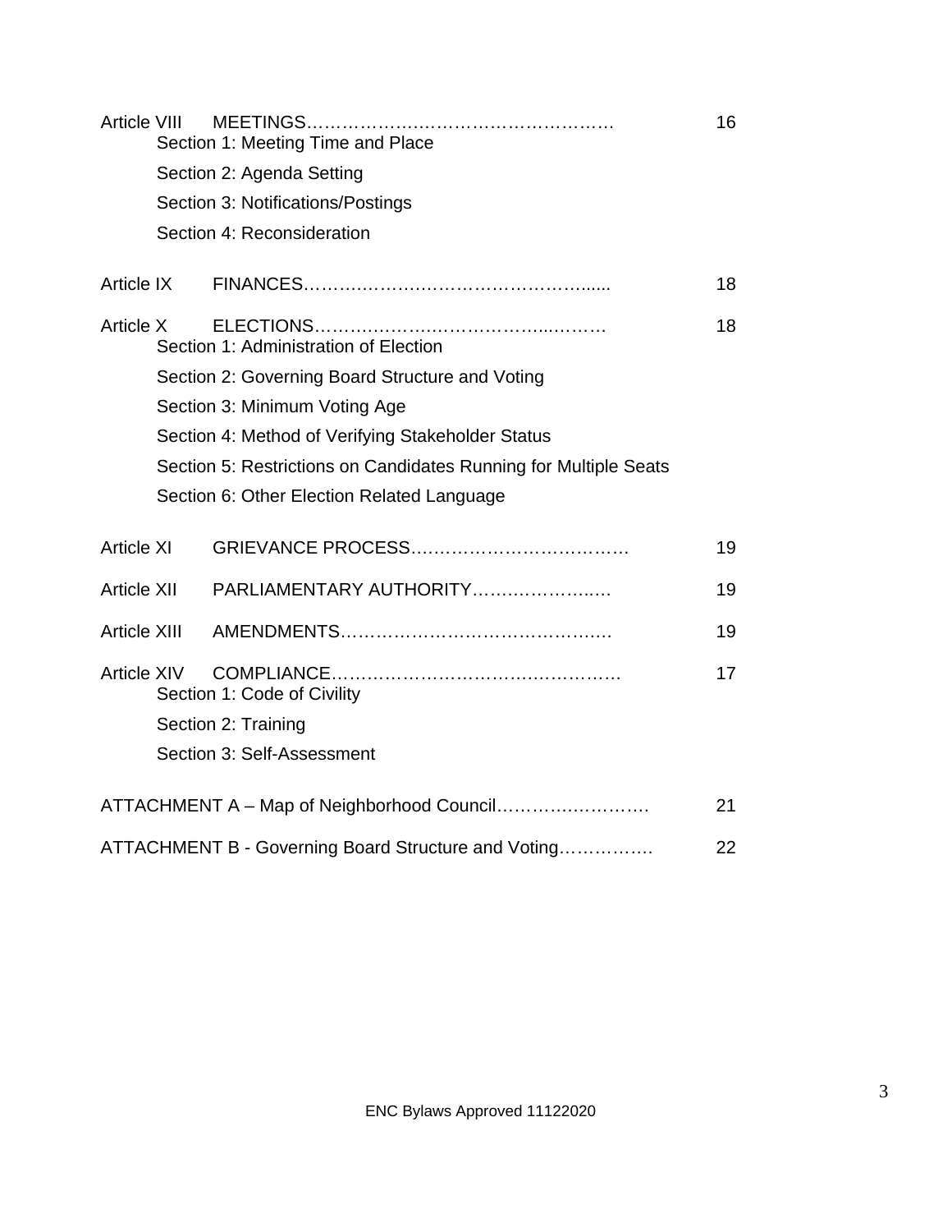| | | |
|---|---|---|
| Article VIII | MEETINGS……………….………….……………… | 16 |
| | Section 1: Meeting Time and Place | |
| | Section 2: Agenda Setting | |
| | Section 3: Notifications/Postings | |
| | Section 4: Reconsideration | |
| Article IX | FINANCES…………..……….……………………...... | 18 |
| Article X | ELECTIONS…………………..……………...……… | 18 |
| | Section 1: Administration of Election | |
| | Section 2: Governing Board Structure and Voting | |
| | Section 3: Minimum Voting Age | |
| | Section 4: Method of Verifying Stakeholder Status | |
| | Section 5: Restrictions on Candidates Running for Multiple Seats | |
| | Section 6: Other Election Related Language | |
| Article XI | GRIEVANCE PROCESS…………………………….… | 19 |
| Article XII | PARLIAMENTARY AUTHORITY…………………..… | 19 |
| Article XIII | AMENDMENTS……………………………………..… | 19 |
| Article XIV | COMPLIANCE…………………………….………… | 17 |
| | Section 1: Code of Civility | |
| | Section 2: Training | |
| | Section 3: Self-Assessment | |
| ATTACHMENT A – Map of Neighborhood Council……….…………. | | 21 |
| ATTACHMENT B - Governing Board Structure and Voting……………. | | 22 |

ENC Bylaws Approved 11122020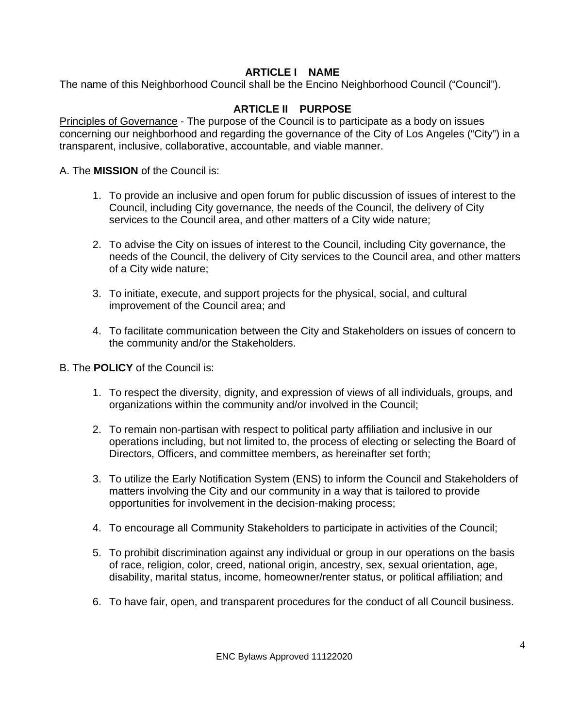## ARTICLE I NAME

The name of this Neighborhood Council shall be the Encino Neighborhood Council ("Council").

## ARTICLE II PURPOSE

Principles of Governance - The purpose of the Council is to participate as a body on issues concerning our neighborhood and regarding the governance of the City of Los Angeles ("City") in a transparent, inclusive, collaborative, accountable, and viable manner.

A. The **MISSION** of the Council is:

1. To provide an inclusive and open forum for public discussion of issues of interest to the Council, including City governance, the needs of the Council, the delivery of City services to the Council area, and other matters of a City wide nature;

2. To advise the City on issues of interest to the Council, including City governance, the needs of the Council, the delivery of City services to the Council area, and other matters of a City wide nature;

3. To initiate, execute, and support projects for the physical, social, and cultural improvement of the Council area; and

4. To facilitate communication between the City and Stakeholders on issues of concern to the community and/or the Stakeholders.

B. The **POLICY** of the Council is:

1. To respect the diversity, dignity, and expression of views of all individuals, groups, and organizations within the community and/or involved in the Council;

2. To remain non-partisan with respect to political party affiliation and inclusive in our operations including, but not limited to, the process of electing or selecting the Board of Directors, Officers, and committee members, as hereinafter set forth;

3. To utilize the Early Notification System (ENS) to inform the Council and Stakeholders of matters involving the City and our community in a way that is tailored to provide opportunities for involvement in the decision-making process;

4. To encourage all Community Stakeholders to participate in activities of the Council;

5. To prohibit discrimination against any individual or group in our operations on the basis of race, religion, color, creed, national origin, ancestry, sex, sexual orientation, age, disability, marital status, income, homeowner/renter status, or political affiliation; and

6. To have fair, open, and transparent procedures for the conduct of all Council business.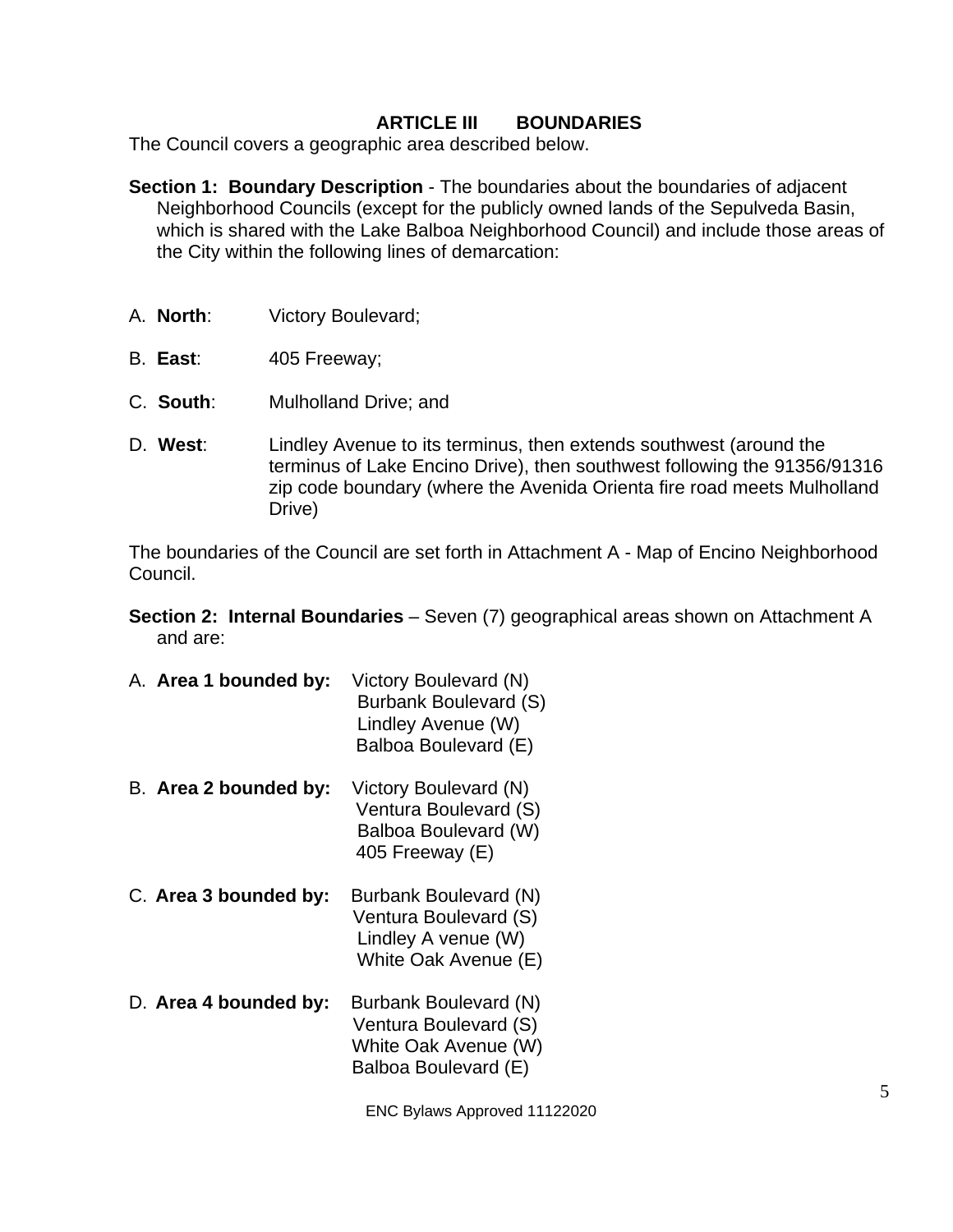## ARTICLE III BOUNDARIES

The Council covers a geographic area described below.

**Section 1: Boundary Description** - The boundaries about the boundaries of adjacent Neighborhood Councils (except for the publicly owned lands of the Sepulveda Basin, which is shared with the Lake Balboa Neighborhood Council) and include those areas of the City within the following lines of demarcation:

A. **North**: Victory Boulevard;

B. **East**: 405 Freeway;

C. **South**: Mulholland Drive; and

D. **West**: Lindley Avenue to its terminus, then extends southwest (around the terminus of Lake Encino Drive), then southwest following the 91356/91316 zip code boundary (where the Avenida Orienta fire road meets Mulholland Drive)

The boundaries of the Council are set forth in Attachment A - Map of Encino Neighborhood Council.

**Section 2: Internal Boundaries** – Seven (7) geographical areas shown on Attachment A and are:

A. **Area 1 bounded by:** Victory Boulevard (N)
Burbank Boulevard (S)
Lindley Avenue (W)
Balboa Boulevard (E)

B. **Area 2 bounded by:** Victory Boulevard (N)
Ventura Boulevard (S)
Balboa Boulevard (W)
405 Freeway (E)

C. **Area 3 bounded by:** Burbank Boulevard (N)
Ventura Boulevard (S)
Lindley A venue (W)
White Oak Avenue (E)

D. **Area 4 bounded by:** Burbank Boulevard (N)
Ventura Boulevard (S)
White Oak Avenue (W)
Balboa Boulevard (E)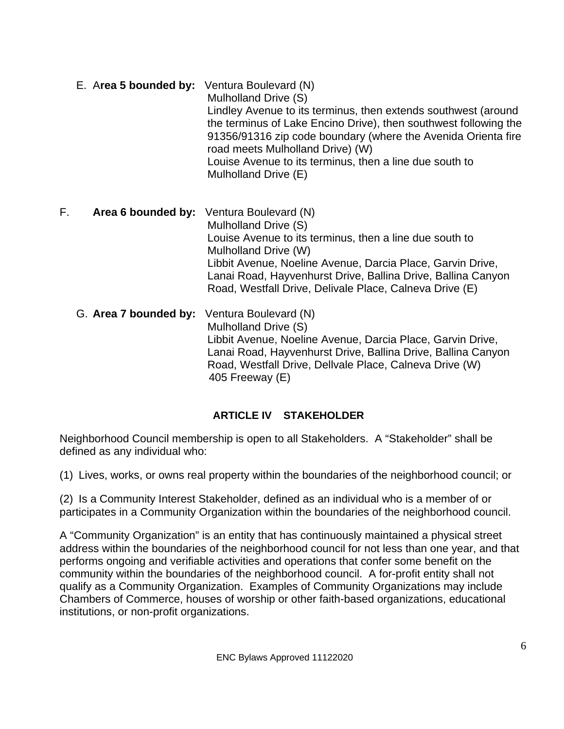E. **Area 5 bounded by:** Ventura Boulevard (N)
Mulholland Drive (S)
Lindley Avenue to its terminus, then extends southwest (around the terminus of Lake Encino Drive), then southwest following the 91356/91316 zip code boundary (where the Avenida Orienta fire road meets Mulholland Drive) (W)
Louise Avenue to its terminus, then a line due south to Mulholland Drive (E)

F. **Area 6 bounded by:** Ventura Boulevard (N)
Mulholland Drive (S)
Louise Avenue to its terminus, then a line due south to Mulholland Drive (W)
Libbit Avenue, Noeline Avenue, Darcia Place, Garvin Drive, Lanai Road, Hayvenhurst Drive, Ballina Drive, Ballina Canyon Road, Westfall Drive, Delivale Place, Calneva Drive (E)

G. **Area 7 bounded by:** Ventura Boulevard (N)
Mulholland Drive (S)
Libbit Avenue, Noeline Avenue, Darcia Place, Garvin Drive, Lanai Road, Hayvenhurst Drive, Ballina Drive, Ballina Canyon Road, Westfall Drive, Dellvale Place, Calneva Drive (W)
405 Freeway (E)

## ARTICLE IV STAKEHOLDER

Neighborhood Council membership is open to all Stakeholders. A "Stakeholder" shall be defined as any individual who:

(1) Lives, works, or owns real property within the boundaries of the neighborhood council; or

(2) Is a Community Interest Stakeholder, defined as an individual who is a member of or participates in a Community Organization within the boundaries of the neighborhood council.

A "Community Organization" is an entity that has continuously maintained a physical street address within the boundaries of the neighborhood council for not less than one year, and that performs ongoing and verifiable activities and operations that confer some benefit on the community within the boundaries of the neighborhood council. A for-profit entity shall not qualify as a Community Organization. Examples of Community Organizations may include Chambers of Commerce, houses of worship or other faith-based organizations, educational institutions, or non-profit organizations.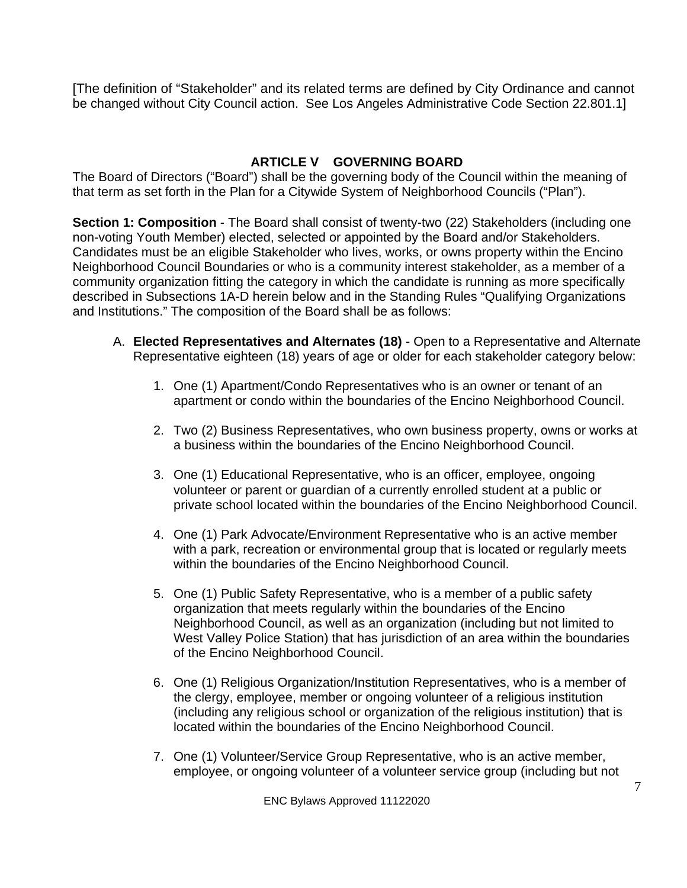[The definition of "Stakeholder" and its related terms are defined by City Ordinance and cannot be changed without City Council action. See Los Angeles Administrative Code Section 22.801.1]

## ARTICLE V GOVERNING BOARD

The Board of Directors ("Board") shall be the governing body of the Council within the meaning of that term as set forth in the Plan for a Citywide System of Neighborhood Councils ("Plan").

**Section 1: Composition** - The Board shall consist of twenty-two (22) Stakeholders (including one non-voting Youth Member) elected, selected or appointed by the Board and/or Stakeholders. Candidates must be an eligible Stakeholder who lives, works, or owns property within the Encino Neighborhood Council Boundaries or who is a community interest stakeholder, as a member of a community organization fitting the category in which the candidate is running as more specifically described in Subsections 1A-D herein below and in the Standing Rules "Qualifying Organizations and Institutions." The composition of the Board shall be as follows:

A. **Elected Representatives and Alternates (18)** - Open to a Representative and Alternate Representative eighteen (18) years of age or older for each stakeholder category below:

   1. One (1) Apartment/Condo Representatives who is an owner or tenant of an apartment or condo within the boundaries of the Encino Neighborhood Council.

   2. Two (2) Business Representatives, who own business property, owns or works at a business within the boundaries of the Encino Neighborhood Council.

   3. One (1) Educational Representative, who is an officer, employee, ongoing volunteer or parent or guardian of a currently enrolled student at a public or private school located within the boundaries of the Encino Neighborhood Council.

   4. One (1) Park Advocate/Environment Representative who is an active member with a park, recreation or environmental group that is located or regularly meets within the boundaries of the Encino Neighborhood Council.

   5. One (1) Public Safety Representative, who is a member of a public safety organization that meets regularly within the boundaries of the Encino Neighborhood Council, as well as an organization (including but not limited to West Valley Police Station) that has jurisdiction of an area within the boundaries of the Encino Neighborhood Council.

   6. One (1) Religious Organization/Institution Representatives, who is a member of the clergy, employee, member or ongoing volunteer of a religious institution (including any religious school or organization of the religious institution) that is located within the boundaries of the Encino Neighborhood Council.

   7. One (1) Volunteer/Service Group Representative, who is an active member, employee, or ongoing volunteer of a volunteer service group (including but not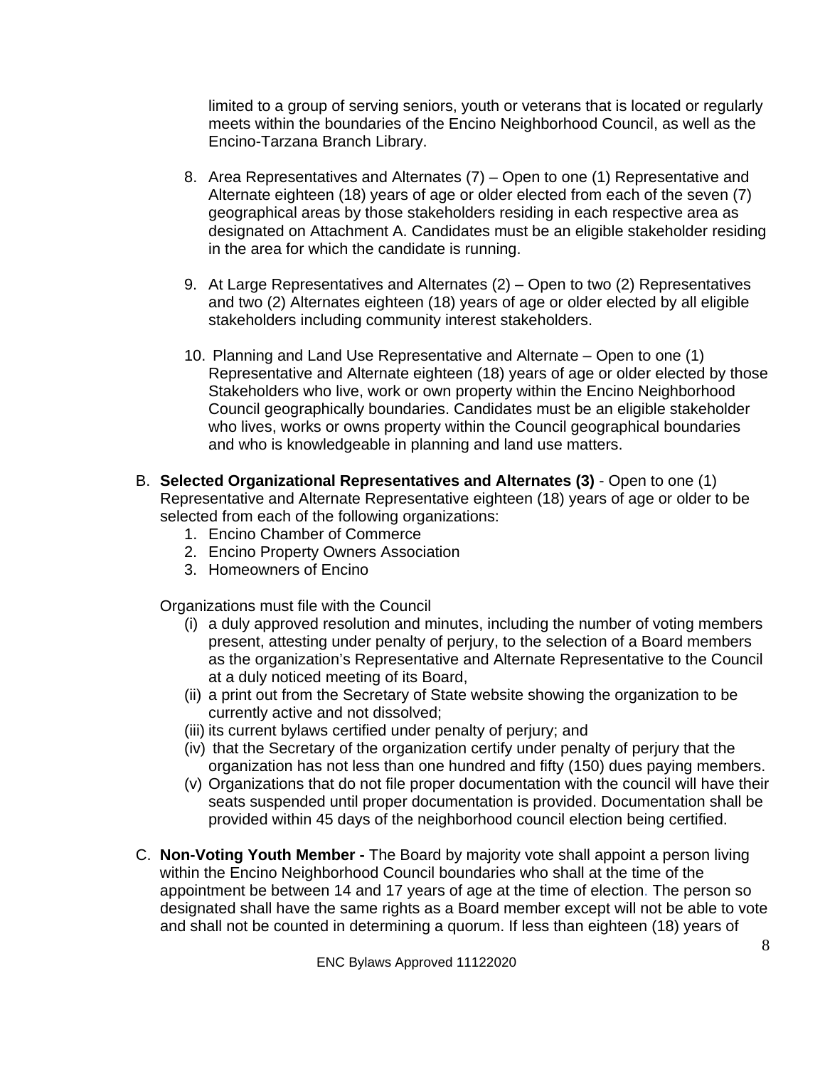limited to a group of serving seniors, youth or veterans that is located or regularly meets within the boundaries of the Encino Neighborhood Council, as well as the Encino-Tarzana Branch Library.

8. Area Representatives and Alternates (7) – Open to one (1) Representative and Alternate eighteen (18) years of age or older elected from each of the seven (7) geographical areas by those stakeholders residing in each respective area as designated on Attachment A. Candidates must be an eligible stakeholder residing in the area for which the candidate is running.

9. At Large Representatives and Alternates (2) – Open to two (2) Representatives and two (2) Alternates eighteen (18) years of age or older elected by all eligible stakeholders including community interest stakeholders.

10. Planning and Land Use Representative and Alternate – Open to one (1) Representative and Alternate eighteen (18) years of age or older elected by those Stakeholders who live, work or own property within the Encino Neighborhood Council geographically boundaries. Candidates must be an eligible stakeholder who lives, works or owns property within the Council geographical boundaries and who is knowledgeable in planning and land use matters.

B. **Selected Organizational Representatives and Alternates (3)** - Open to one (1) Representative and Alternate Representative eighteen (18) years of age or older to be selected from each of the following organizations:
   1. Encino Chamber of Commerce
   2. Encino Property Owners Association
   3. Homeowners of Encino

   Organizations must file with the Council
   (i) a duly approved resolution and minutes, including the number of voting members present, attesting under penalty of perjury, to the selection of a Board members as the organization's Representative and Alternate Representative to the Council at a duly noticed meeting of its Board,
   (ii) a print out from the Secretary of State website showing the organization to be currently active and not dissolved;
   (iii) its current bylaws certified under penalty of perjury; and
   (iv) that the Secretary of the organization certify under penalty of perjury that the organization has not less than one hundred and fifty (150) dues paying members.
   (v) Organizations that do not file proper documentation with the council will have their seats suspended until proper documentation is provided. Documentation shall be provided within 45 days of the neighborhood council election being certified.

C. **Non-Voting Youth Member -** The Board by majority vote shall appoint a person living within the Encino Neighborhood Council boundaries who shall at the time of the appointment be between 14 and 17 years of age at the time of election. The person so designated shall have the same rights as a Board member except will not be able to vote and shall not be counted in determining a quorum. If less than eighteen (18) years of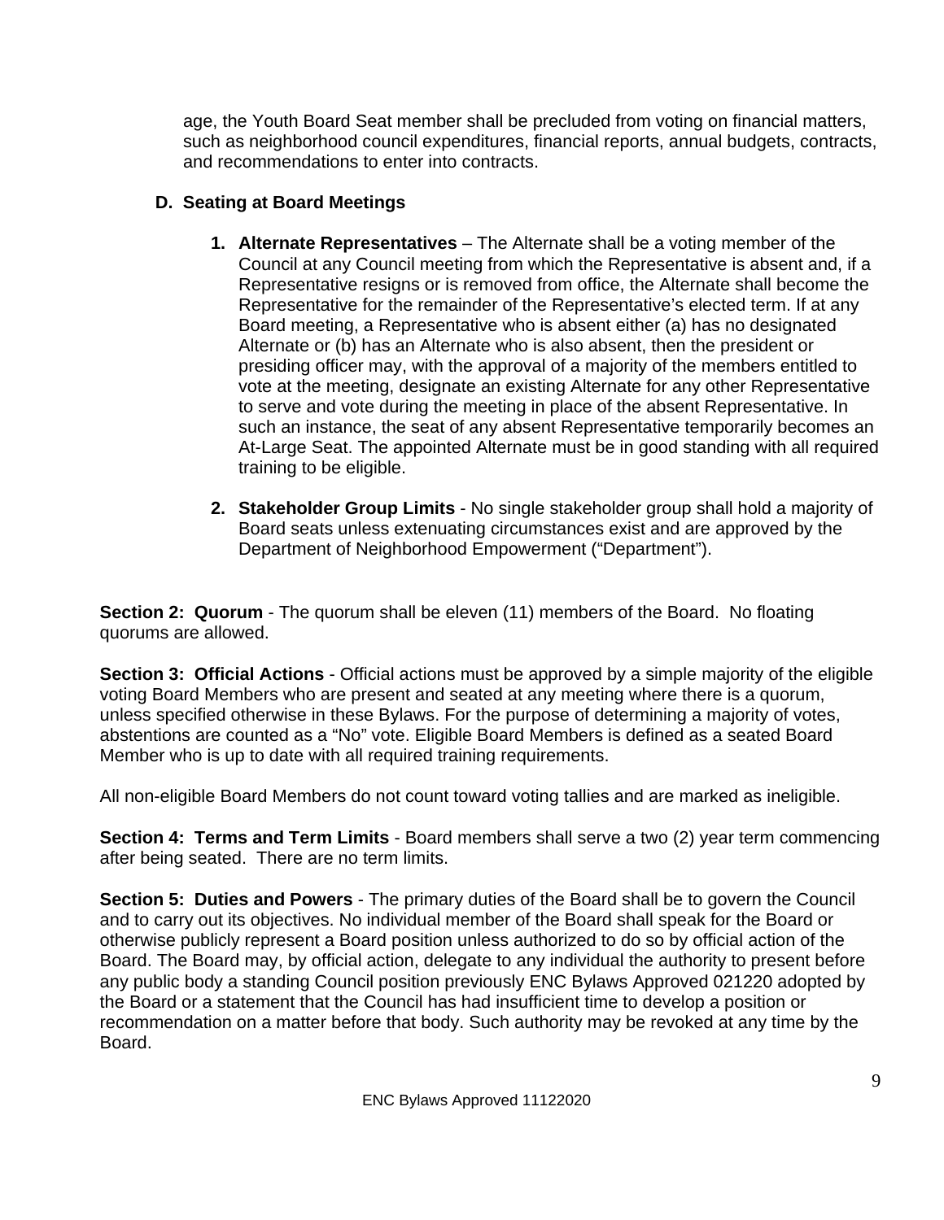age, the Youth Board Seat member shall be precluded from voting on financial matters, such as neighborhood council expenditures, financial reports, annual budgets, contracts, and recommendations to enter into contracts.

### D. Seating at Board Meetings

1. **Alternate Representatives** – The Alternate shall be a voting member of the Council at any Council meeting from which the Representative is absent and, if a Representative resigns or is removed from office, the Alternate shall become the Representative for the remainder of the Representative's elected term. If at any Board meeting, a Representative who is absent either (a) has no designated Alternate or (b) has an Alternate who is also absent, then the president or presiding officer may, with the approval of a majority of the members entitled to vote at the meeting, designate an existing Alternate for any other Representative to serve and vote during the meeting in place of the absent Representative. In such an instance, the seat of any absent Representative temporarily becomes an At-Large Seat. The appointed Alternate must be in good standing with all required training to be eligible.

2. **Stakeholder Group Limits** - No single stakeholder group shall hold a majority of Board seats unless extenuating circumstances exist and are approved by the Department of Neighborhood Empowerment ("Department").

**Section 2: Quorum** - The quorum shall be eleven (11) members of the Board. No floating quorums are allowed.

**Section 3: Official Actions** - Official actions must be approved by a simple majority of the eligible voting Board Members who are present and seated at any meeting where there is a quorum, unless specified otherwise in these Bylaws. For the purpose of determining a majority of votes, abstentions are counted as a "No" vote. Eligible Board Members is defined as a seated Board Member who is up to date with all required training requirements.

All non-eligible Board Members do not count toward voting tallies and are marked as ineligible.

**Section 4: Terms and Term Limits** - Board members shall serve a two (2) year term commencing after being seated. There are no term limits.

**Section 5: Duties and Powers** - The primary duties of the Board shall be to govern the Council and to carry out its objectives. No individual member of the Board shall speak for the Board or otherwise publicly represent a Board position unless authorized to do so by official action of the Board. The Board may, by official action, delegate to any individual the authority to present before any public body a standing Council position previously ENC Bylaws Approved 021220 adopted by the Board or a statement that the Council has had insufficient time to develop a position or recommendation on a matter before that body. Such authority may be revoked at any time by the Board.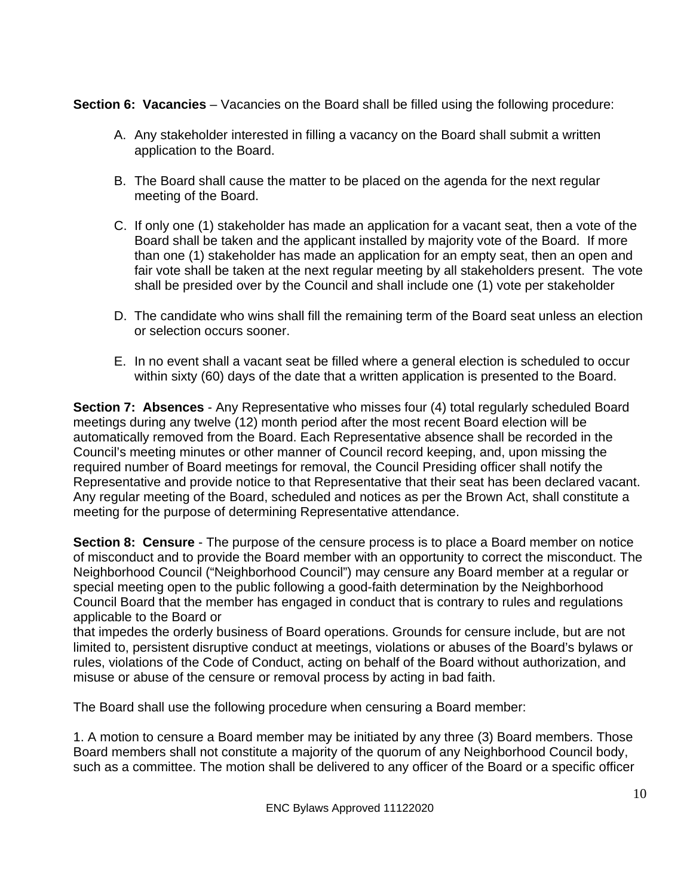**Section 6: Vacancies** – Vacancies on the Board shall be filled using the following procedure:

A. Any stakeholder interested in filling a vacancy on the Board shall submit a written application to the Board.

B. The Board shall cause the matter to be placed on the agenda for the next regular meeting of the Board.

C. If only one (1) stakeholder has made an application for a vacant seat, then a vote of the Board shall be taken and the applicant installed by majority vote of the Board. If more than one (1) stakeholder has made an application for an empty seat, then an open and fair vote shall be taken at the next regular meeting by all stakeholders present. The vote shall be presided over by the Council and shall include one (1) vote per stakeholder

D. The candidate who wins shall fill the remaining term of the Board seat unless an election or selection occurs sooner.

E. In no event shall a vacant seat be filled where a general election is scheduled to occur within sixty (60) days of the date that a written application is presented to the Board.

**Section 7: Absences** - Any Representative who misses four (4) total regularly scheduled Board meetings during any twelve (12) month period after the most recent Board election will be automatically removed from the Board. Each Representative absence shall be recorded in the Council's meeting minutes or other manner of Council record keeping, and, upon missing the required number of Board meetings for removal, the Council Presiding officer shall notify the Representative and provide notice to that Representative that their seat has been declared vacant. Any regular meeting of the Board, scheduled and notices as per the Brown Act, shall constitute a meeting for the purpose of determining Representative attendance.

**Section 8: Censure** - The purpose of the censure process is to place a Board member on notice of misconduct and to provide the Board member with an opportunity to correct the misconduct. The Neighborhood Council ("Neighborhood Council") may censure any Board member at a regular or special meeting open to the public following a good-faith determination by the Neighborhood Council Board that the member has engaged in conduct that is contrary to rules and regulations applicable to the Board or
that impedes the orderly business of Board operations. Grounds for censure include, but are not limited to, persistent disruptive conduct at meetings, violations or abuses of the Board's bylaws or rules, violations of the Code of Conduct, acting on behalf of the Board without authorization, and misuse or abuse of the censure or removal process by acting in bad faith.

The Board shall use the following procedure when censuring a Board member:

1. A motion to censure a Board member may be initiated by any three (3) Board members. Those Board members shall not constitute a majority of the quorum of any Neighborhood Council body, such as a committee. The motion shall be delivered to any officer of the Board or a specific officer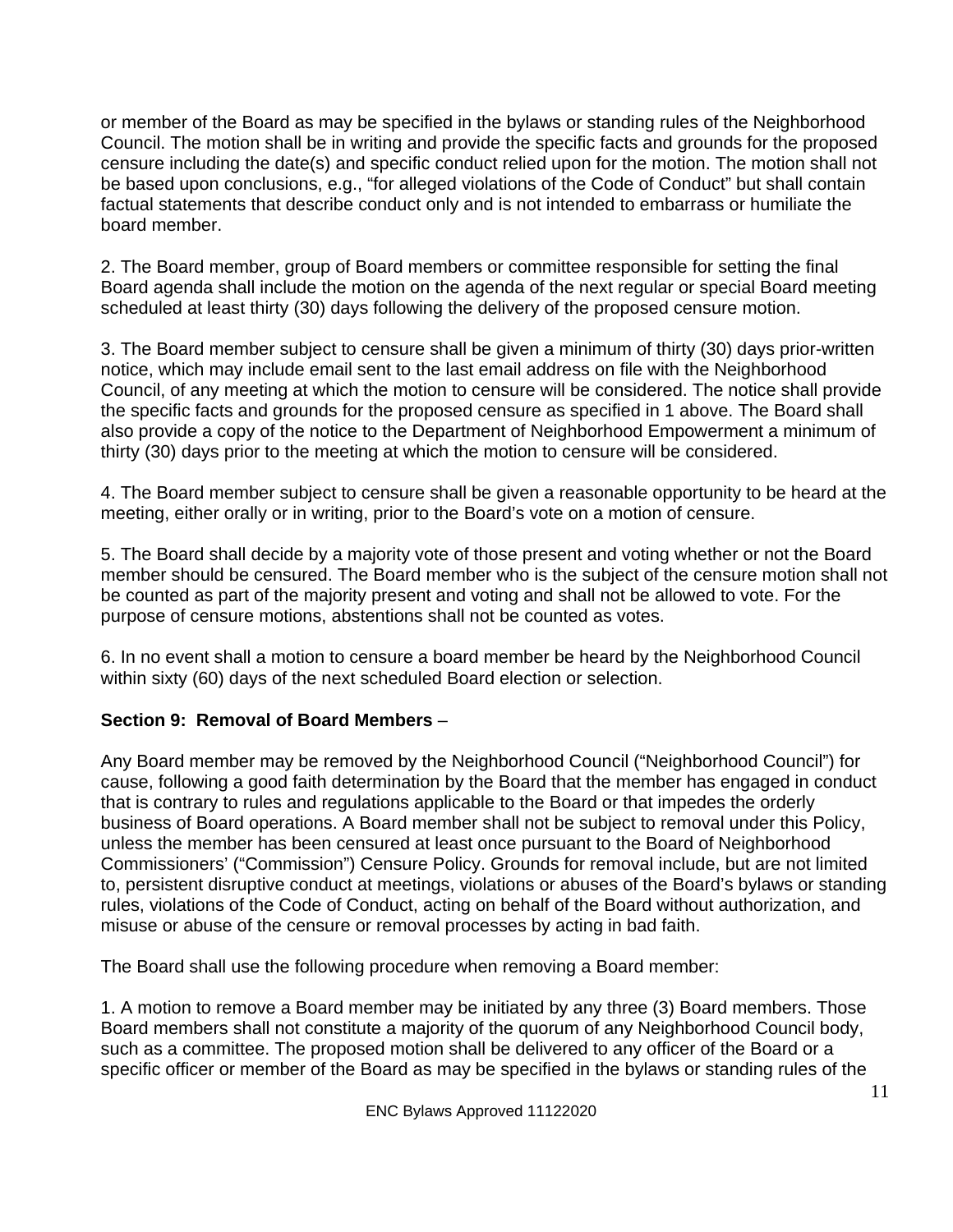or member of the Board as may be specified in the bylaws or standing rules of the Neighborhood Council. The motion shall be in writing and provide the specific facts and grounds for the proposed censure including the date(s) and specific conduct relied upon for the motion. The motion shall not be based upon conclusions, e.g., "for alleged violations of the Code of Conduct" but shall contain factual statements that describe conduct only and is not intended to embarrass or humiliate the board member.

2. The Board member, group of Board members or committee responsible for setting the final Board agenda shall include the motion on the agenda of the next regular or special Board meeting scheduled at least thirty (30) days following the delivery of the proposed censure motion.

3. The Board member subject to censure shall be given a minimum of thirty (30) days prior-written notice, which may include email sent to the last email address on file with the Neighborhood Council, of any meeting at which the motion to censure will be considered. The notice shall provide the specific facts and grounds for the proposed censure as specified in 1 above. The Board shall also provide a copy of the notice to the Department of Neighborhood Empowerment a minimum of thirty (30) days prior to the meeting at which the motion to censure will be considered.

4. The Board member subject to censure shall be given a reasonable opportunity to be heard at the meeting, either orally or in writing, prior to the Board's vote on a motion of censure.

5. The Board shall decide by a majority vote of those present and voting whether or not the Board member should be censured. The Board member who is the subject of the censure motion shall not be counted as part of the majority present and voting and shall not be allowed to vote. For the purpose of censure motions, abstentions shall not be counted as votes.

6. In no event shall a motion to censure a board member be heard by the Neighborhood Council within sixty (60) days of the next scheduled Board election or selection.

**Section 9: Removal of Board Members** –

Any Board member may be removed by the Neighborhood Council ("Neighborhood Council") for cause, following a good faith determination by the Board that the member has engaged in conduct that is contrary to rules and regulations applicable to the Board or that impedes the orderly business of Board operations. A Board member shall not be subject to removal under this Policy, unless the member has been censured at least once pursuant to the Board of Neighborhood Commissioners' ("Commission") Censure Policy. Grounds for removal include, but are not limited to, persistent disruptive conduct at meetings, violations or abuses of the Board's bylaws or standing rules, violations of the Code of Conduct, acting on behalf of the Board without authorization, and misuse or abuse of the censure or removal processes by acting in bad faith.

The Board shall use the following procedure when removing a Board member:

1. A motion to remove a Board member may be initiated by any three (3) Board members. Those Board members shall not constitute a majority of the quorum of any Neighborhood Council body, such as a committee. The proposed motion shall be delivered to any officer of the Board or a specific officer or member of the Board as may be specified in the bylaws or standing rules of the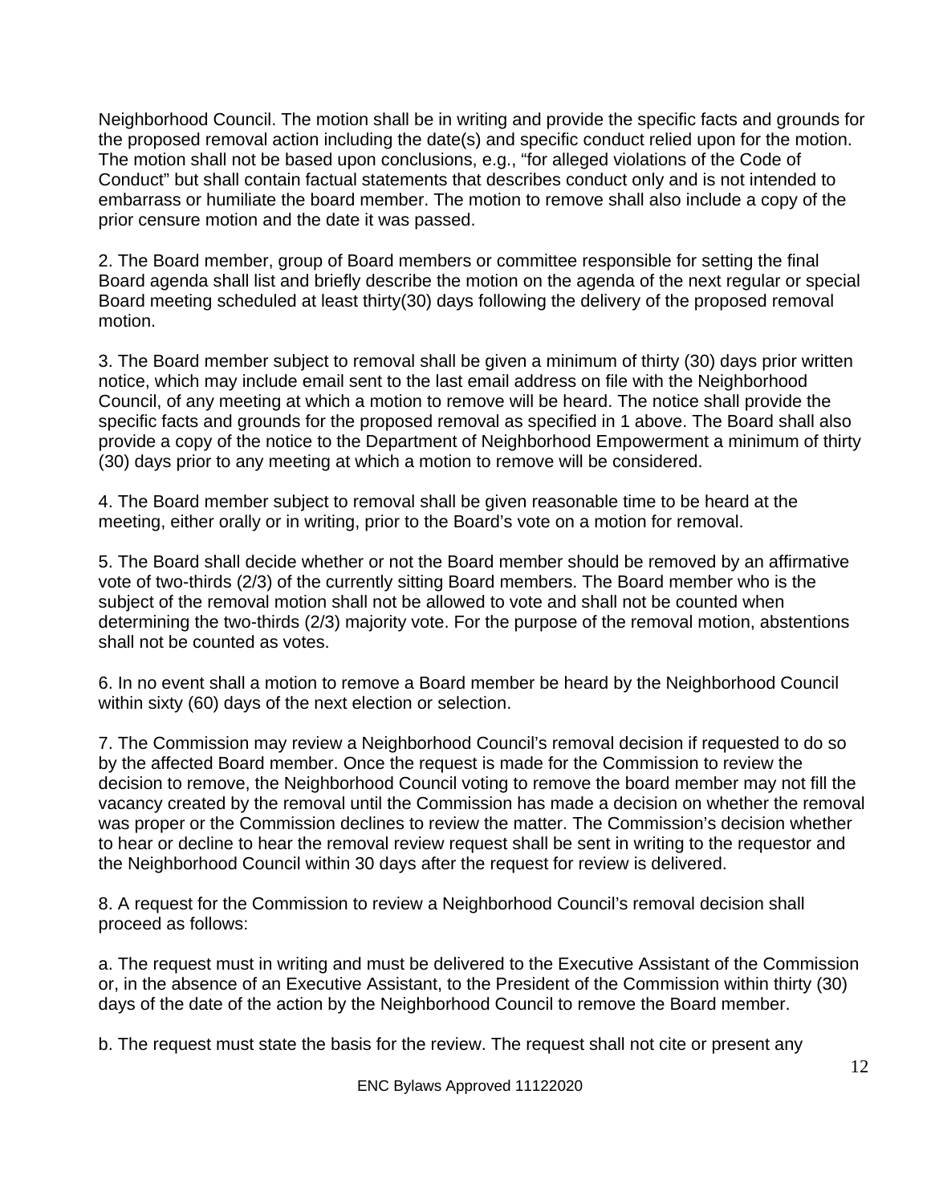Neighborhood Council. The motion shall be in writing and provide the specific facts and grounds for the proposed removal action including the date(s) and specific conduct relied upon for the motion. The motion shall not be based upon conclusions, e.g., “for alleged violations of the Code of Conduct” but shall contain factual statements that describes conduct only and is not intended to embarrass or humiliate the board member. The motion to remove shall also include a copy of the prior censure motion and the date it was passed.

2. The Board member, group of Board members or committee responsible for setting the final Board agenda shall list and briefly describe the motion on the agenda of the next regular or special Board meeting scheduled at least thirty(30) days following the delivery of the proposed removal motion.

3. The Board member subject to removal shall be given a minimum of thirty (30) days prior written notice, which may include email sent to the last email address on file with the Neighborhood Council, of any meeting at which a motion to remove will be heard. The notice shall provide the specific facts and grounds for the proposed removal as specified in 1 above. The Board shall also provide a copy of the notice to the Department of Neighborhood Empowerment a minimum of thirty (30) days prior to any meeting at which a motion to remove will be considered.

4. The Board member subject to removal shall be given reasonable time to be heard at the meeting, either orally or in writing, prior to the Board’s vote on a motion for removal.

5. The Board shall decide whether or not the Board member should be removed by an affirmative vote of two-thirds (2/3) of the currently sitting Board members. The Board member who is the subject of the removal motion shall not be allowed to vote and shall not be counted when determining the two-thirds (2/3) majority vote. For the purpose of the removal motion, abstentions shall not be counted as votes.

6. In no event shall a motion to remove a Board member be heard by the Neighborhood Council within sixty (60) days of the next election or selection.

7. The Commission may review a Neighborhood Council’s removal decision if requested to do so by the affected Board member. Once the request is made for the Commission to review the decision to remove, the Neighborhood Council voting to remove the board member may not fill the vacancy created by the removal until the Commission has made a decision on whether the removal was proper or the Commission declines to review the matter. The Commission’s decision whether to hear or decline to hear the removal review request shall be sent in writing to the requestor and the Neighborhood Council within 30 days after the request for review is delivered.

8. A request for the Commission to review a Neighborhood Council’s removal decision shall proceed as follows:

a. The request must in writing and must be delivered to the Executive Assistant of the Commission or, in the absence of an Executive Assistant, to the President of the Commission within thirty (30) days of the date of the action by the Neighborhood Council to remove the Board member.

b. The request must state the basis for the review. The request shall not cite or present any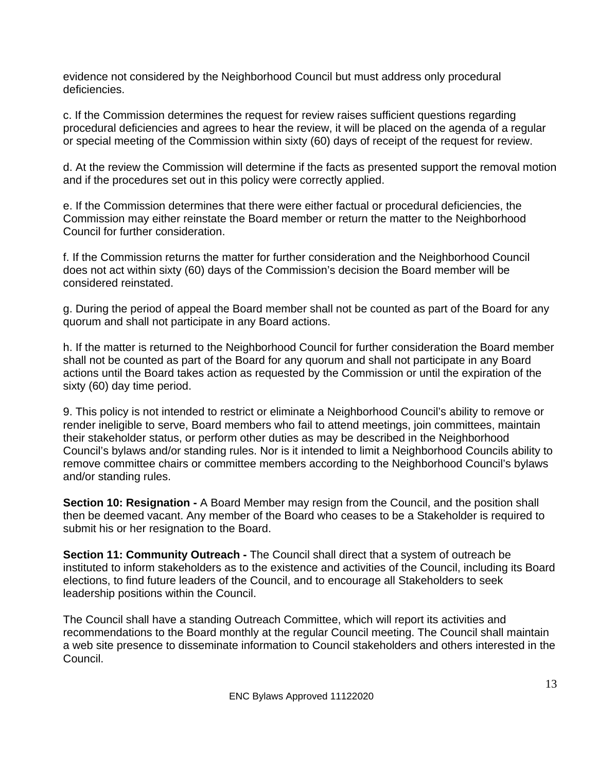evidence not considered by the Neighborhood Council but must address only procedural deficiencies.

c. If the Commission determines the request for review raises sufficient questions regarding procedural deficiencies and agrees to hear the review, it will be placed on the agenda of a regular or special meeting of the Commission within sixty (60) days of receipt of the request for review.

d. At the review the Commission will determine if the facts as presented support the removal motion and if the procedures set out in this policy were correctly applied.

e. If the Commission determines that there were either factual or procedural deficiencies, the Commission may either reinstate the Board member or return the matter to the Neighborhood Council for further consideration.

f. If the Commission returns the matter for further consideration and the Neighborhood Council does not act within sixty (60) days of the Commission's decision the Board member will be considered reinstated.

g. During the period of appeal the Board member shall not be counted as part of the Board for any quorum and shall not participate in any Board actions.

h. If the matter is returned to the Neighborhood Council for further consideration the Board member shall not be counted as part of the Board for any quorum and shall not participate in any Board actions until the Board takes action as requested by the Commission or until the expiration of the sixty (60) day time period.

9. This policy is not intended to restrict or eliminate a Neighborhood Council's ability to remove or render ineligible to serve, Board members who fail to attend meetings, join committees, maintain their stakeholder status, or perform other duties as may be described in the Neighborhood Council's bylaws and/or standing rules. Nor is it intended to limit a Neighborhood Councils ability to remove committee chairs or committee members according to the Neighborhood Council's bylaws and/or standing rules.

**Section 10: Resignation -** A Board Member may resign from the Council, and the position shall then be deemed vacant. Any member of the Board who ceases to be a Stakeholder is required to submit his or her resignation to the Board.

**Section 11: Community Outreach -** The Council shall direct that a system of outreach be instituted to inform stakeholders as to the existence and activities of the Council, including its Board elections, to find future leaders of the Council, and to encourage all Stakeholders to seek leadership positions within the Council.

The Council shall have a standing Outreach Committee, which will report its activities and recommendations to the Board monthly at the regular Council meeting. The Council shall maintain a web site presence to disseminate information to Council stakeholders and others interested in the Council.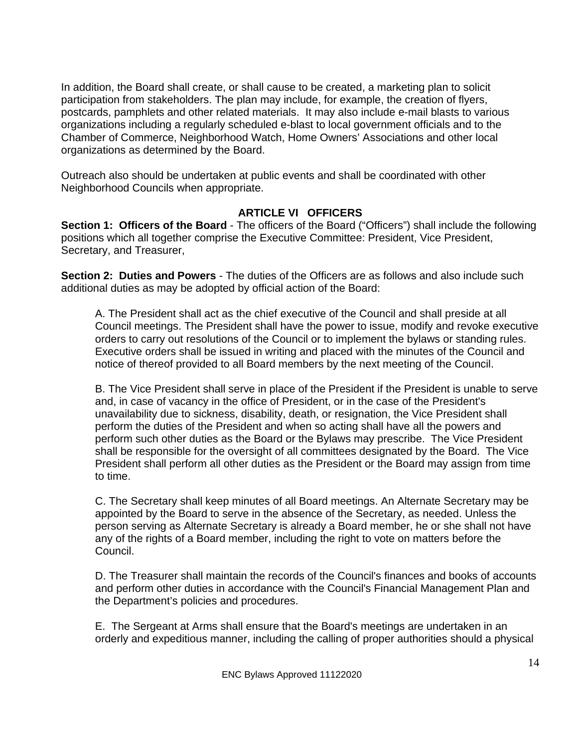In addition, the Board shall create, or shall cause to be created, a marketing plan to solicit participation from stakeholders. The plan may include, for example, the creation of flyers, postcards, pamphlets and other related materials. It may also include e-mail blasts to various organizations including a regularly scheduled e-blast to local government officials and to the Chamber of Commerce, Neighborhood Watch, Home Owners' Associations and other local organizations as determined by the Board.

Outreach also should be undertaken at public events and shall be coordinated with other Neighborhood Councils when appropriate.

## ARTICLE VI OFFICERS

**Section 1: Officers of the Board** - The officers of the Board ("Officers") shall include the following positions which all together comprise the Executive Committee: President, Vice President, Secretary, and Treasurer,

**Section 2: Duties and Powers** - The duties of the Officers are as follows and also include such additional duties as may be adopted by official action of the Board:

A. The President shall act as the chief executive of the Council and shall preside at all Council meetings. The President shall have the power to issue, modify and revoke executive orders to carry out resolutions of the Council or to implement the bylaws or standing rules. Executive orders shall be issued in writing and placed with the minutes of the Council and notice of thereof provided to all Board members by the next meeting of the Council.

B. The Vice President shall serve in place of the President if the President is unable to serve and, in case of vacancy in the office of President, or in the case of the President's unavailability due to sickness, disability, death, or resignation, the Vice President shall perform the duties of the President and when so acting shall have all the powers and perform such other duties as the Board or the Bylaws may prescribe. The Vice President shall be responsible for the oversight of all committees designated by the Board. The Vice President shall perform all other duties as the President or the Board may assign from time to time.

C. The Secretary shall keep minutes of all Board meetings. An Alternate Secretary may be appointed by the Board to serve in the absence of the Secretary, as needed. Unless the person serving as Alternate Secretary is already a Board member, he or she shall not have any of the rights of a Board member, including the right to vote on matters before the Council.

D. The Treasurer shall maintain the records of the Council's finances and books of accounts and perform other duties in accordance with the Council's Financial Management Plan and the Department's policies and procedures.

E. The Sergeant at Arms shall ensure that the Board's meetings are undertaken in an orderly and expeditious manner, including the calling of proper authorities should a physical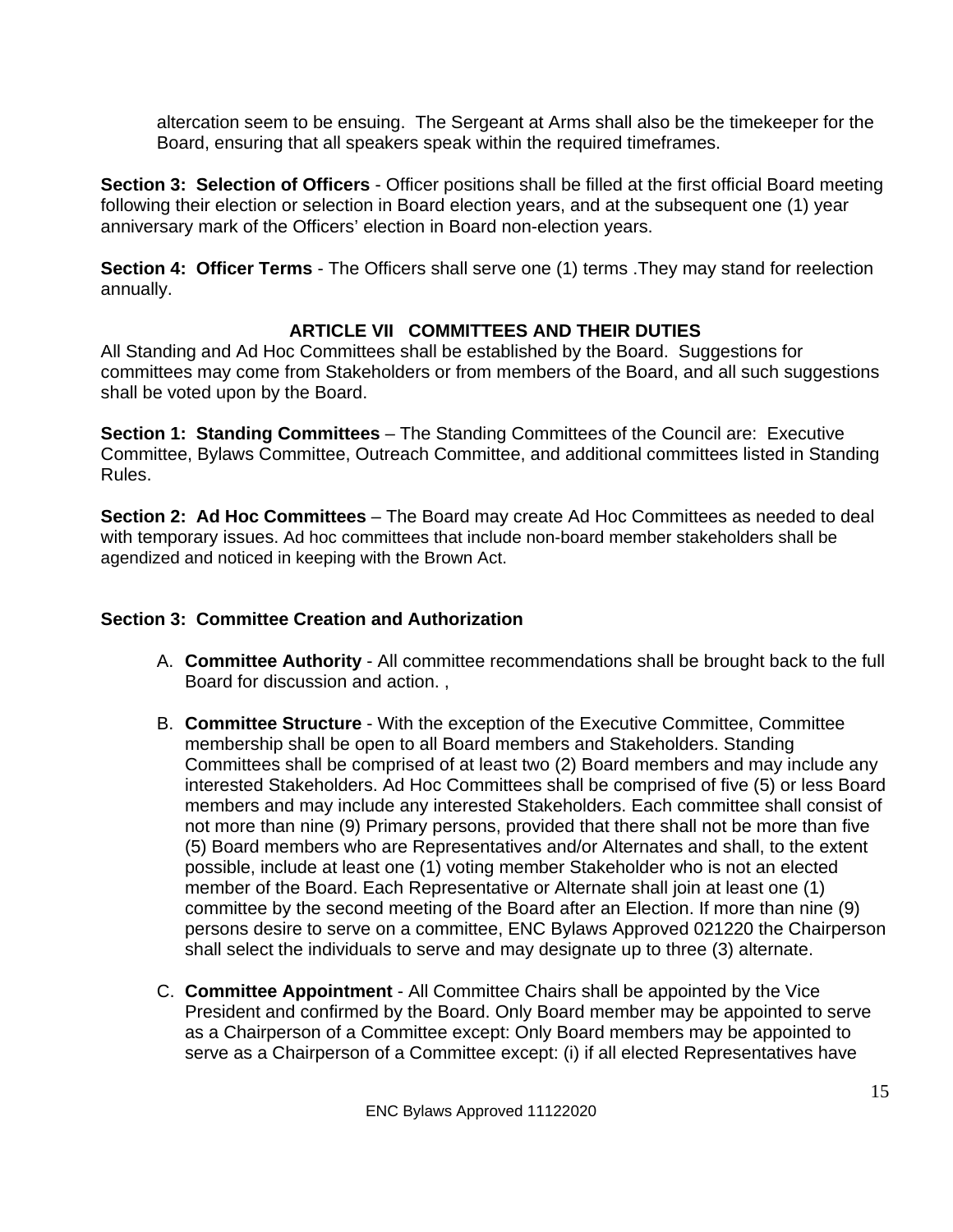altercation seem to be ensuing. The Sergeant at Arms shall also be the timekeeper for the Board, ensuring that all speakers speak within the required timeframes.

**Section 3: Selection of Officers** - Officer positions shall be filled at the first official Board meeting following their election or selection in Board election years, and at the subsequent one (1) year anniversary mark of the Officers' election in Board non-election years.

**Section 4: Officer Terms** - The Officers shall serve one (1) terms .They may stand for reelection annually.

## ARTICLE VII COMMITTEES AND THEIR DUTIES

All Standing and Ad Hoc Committees shall be established by the Board. Suggestions for committees may come from Stakeholders or from members of the Board, and all such suggestions shall be voted upon by the Board.

**Section 1: Standing Committees** – The Standing Committees of the Council are: Executive Committee, Bylaws Committee, Outreach Committee, and additional committees listed in Standing Rules.

**Section 2: Ad Hoc Committees** – The Board may create Ad Hoc Committees as needed to deal with temporary issues. Ad hoc committees that include non-board member stakeholders shall be agendized and noticed in keeping with the Brown Act.

**Section 3: Committee Creation and Authorization**

A. **Committee Authority** - All committee recommendations shall be brought back to the full Board for discussion and action. ,

B. **Committee Structure** - With the exception of the Executive Committee, Committee membership shall be open to all Board members and Stakeholders. Standing Committees shall be comprised of at least two (2) Board members and may include any interested Stakeholders. Ad Hoc Committees shall be comprised of five (5) or less Board members and may include any interested Stakeholders. Each committee shall consist of not more than nine (9) Primary persons, provided that there shall not be more than five (5) Board members who are Representatives and/or Alternates and shall, to the extent possible, include at least one (1) voting member Stakeholder who is not an elected member of the Board. Each Representative or Alternate shall join at least one (1) committee by the second meeting of the Board after an Election. If more than nine (9) persons desire to serve on a committee, ENC Bylaws Approved 021220 the Chairperson shall select the individuals to serve and may designate up to three (3) alternate.

C. **Committee Appointment** - All Committee Chairs shall be appointed by the Vice President and confirmed by the Board. Only Board member may be appointed to serve as a Chairperson of a Committee except: Only Board members may be appointed to serve as a Chairperson of a Committee except: (i) if all elected Representatives have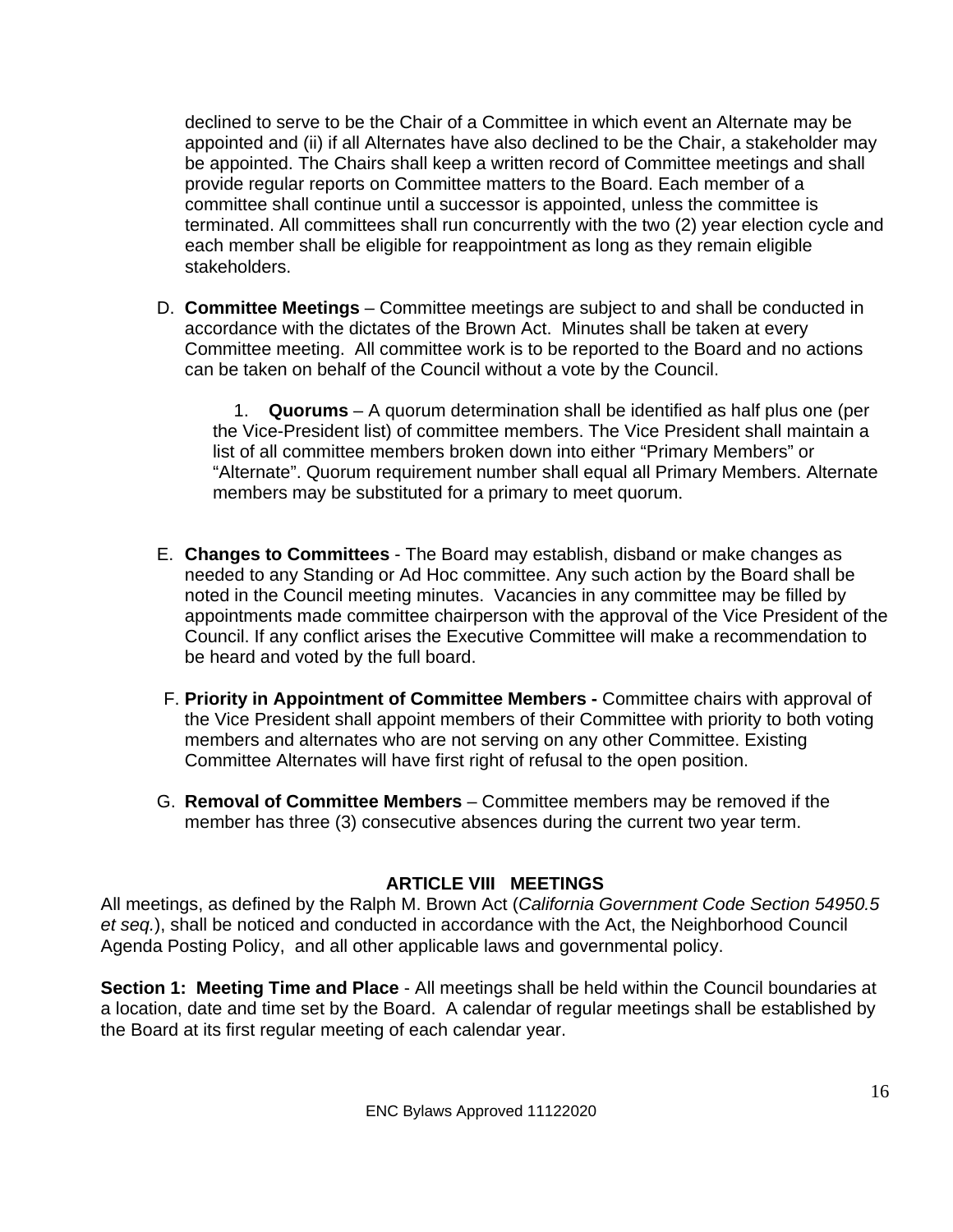declined to serve to be the Chair of a Committee in which event an Alternate may be appointed and (ii) if all Alternates have also declined to be the Chair, a stakeholder may be appointed. The Chairs shall keep a written record of Committee meetings and shall provide regular reports on Committee matters to the Board. Each member of a committee shall continue until a successor is appointed, unless the committee is terminated. All committees shall run concurrently with the two (2) year election cycle and each member shall be eligible for reappointment as long as they remain eligible stakeholders.

D. **Committee Meetings** – Committee meetings are subject to and shall be conducted in accordance with the dictates of the Brown Act. Minutes shall be taken at every Committee meeting. All committee work is to be reported to the Board and no actions can be taken on behalf of the Council without a vote by the Council.

   1. **Quorums** – A quorum determination shall be identified as half plus one (per the Vice-President list) of committee members. The Vice President shall maintain a list of all committee members broken down into either "Primary Members" or "Alternate". Quorum requirement number shall equal all Primary Members. Alternate members may be substituted for a primary to meet quorum.

E. **Changes to Committees** - The Board may establish, disband or make changes as needed to any Standing or Ad Hoc committee. Any such action by the Board shall be noted in the Council meeting minutes. Vacancies in any committee may be filled by appointments made committee chairperson with the approval of the Vice President of the Council. If any conflict arises the Executive Committee will make a recommendation to be heard and voted by the full board.

F. **Priority in Appointment of Committee Members -** Committee chairs with approval of the Vice President shall appoint members of their Committee with priority to both voting members and alternates who are not serving on any other Committee. Existing Committee Alternates will have first right of refusal to the open position.

G. **Removal of Committee Members** – Committee members may be removed if the member has three (3) consecutive absences during the current two year term.

## ARTICLE VIII MEETINGS

All meetings, as defined by the Ralph M. Brown Act (*California Government Code Section 54950.5 et seq.*), shall be noticed and conducted in accordance with the Act, the Neighborhood Council Agenda Posting Policy, and all other applicable laws and governmental policy.

**Section 1: Meeting Time and Place** - All meetings shall be held within the Council boundaries at a location, date and time set by the Board. A calendar of regular meetings shall be established by the Board at its first regular meeting of each calendar year.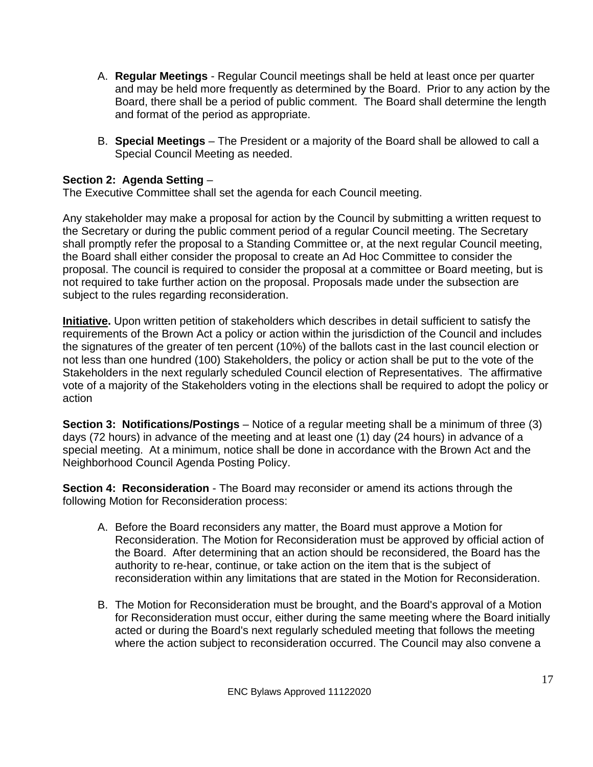A. **Regular Meetings** - Regular Council meetings shall be held at least once per quarter and may be held more frequently as determined by the Board. Prior to any action by the Board, there shall be a period of public comment. The Board shall determine the length and format of the period as appropriate.

B. **Special Meetings** – The President or a majority of the Board shall be allowed to call a Special Council Meeting as needed.

**Section 2: Agenda Setting** –
The Executive Committee shall set the agenda for each Council meeting.

Any stakeholder may make a proposal for action by the Council by submitting a written request to the Secretary or during the public comment period of a regular Council meeting. The Secretary shall promptly refer the proposal to a Standing Committee or, at the next regular Council meeting, the Board shall either consider the proposal to create an Ad Hoc Committee to consider the proposal. The council is required to consider the proposal at a committee or Board meeting, but is not required to take further action on the proposal. Proposals made under the subsection are subject to the rules regarding reconsideration.

**Initiative.** Upon written petition of stakeholders which describes in detail sufficient to satisfy the requirements of the Brown Act a policy or action within the jurisdiction of the Council and includes the signatures of the greater of ten percent (10%) of the ballots cast in the last council election or not less than one hundred (100) Stakeholders, the policy or action shall be put to the vote of the Stakeholders in the next regularly scheduled Council election of Representatives. The affirmative vote of a majority of the Stakeholders voting in the elections shall be required to adopt the policy or action

**Section 3: Notifications/Postings** – Notice of a regular meeting shall be a minimum of three (3) days (72 hours) in advance of the meeting and at least one (1) day (24 hours) in advance of a special meeting. At a minimum, notice shall be done in accordance with the Brown Act and the Neighborhood Council Agenda Posting Policy.

**Section 4: Reconsideration** - The Board may reconsider or amend its actions through the following Motion for Reconsideration process:

A. Before the Board reconsiders any matter, the Board must approve a Motion for Reconsideration. The Motion for Reconsideration must be approved by official action of the Board. After determining that an action should be reconsidered, the Board has the authority to re-hear, continue, or take action on the item that is the subject of reconsideration within any limitations that are stated in the Motion for Reconsideration.

B. The Motion for Reconsideration must be brought, and the Board's approval of a Motion for Reconsideration must occur, either during the same meeting where the Board initially acted or during the Board's next regularly scheduled meeting that follows the meeting where the action subject to reconsideration occurred. The Council may also convene a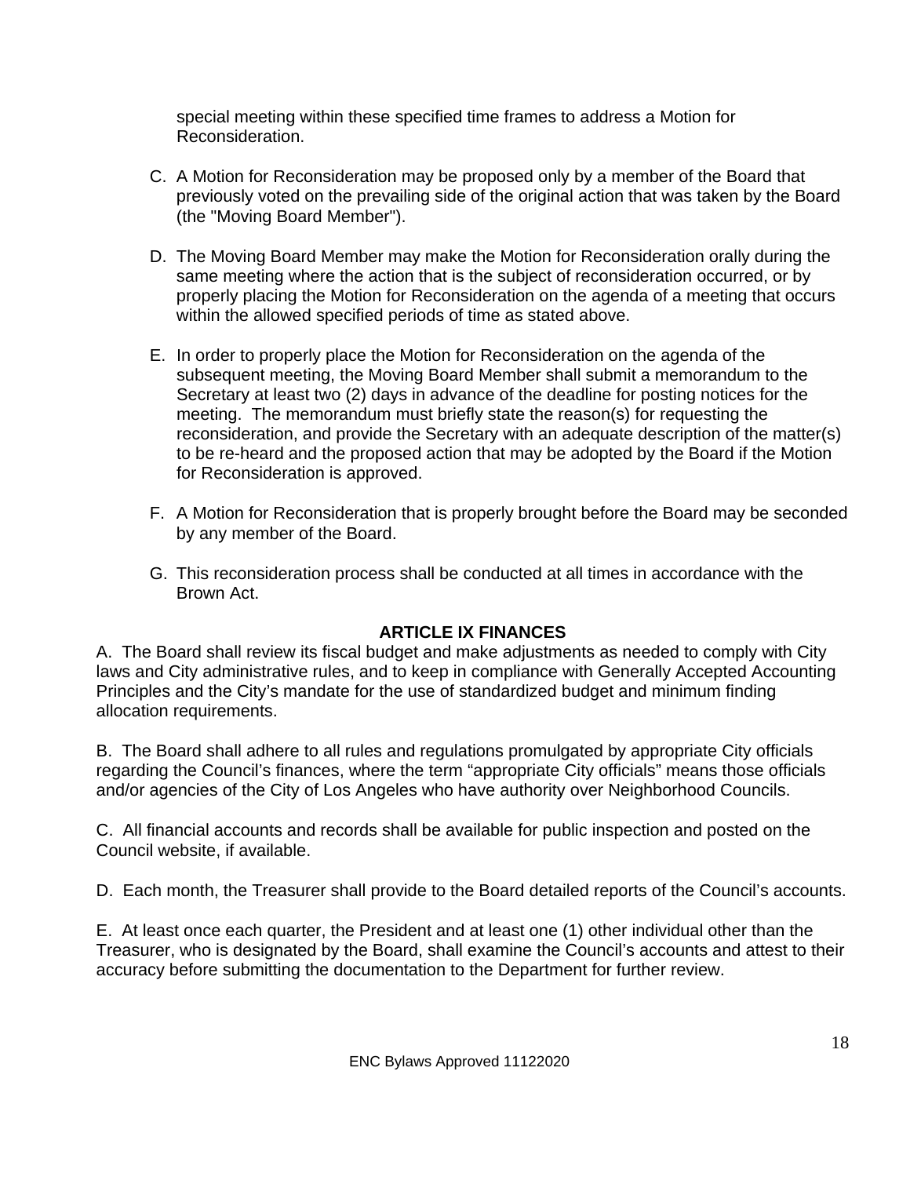special meeting within these specified time frames to address a Motion for Reconsideration.

C. A Motion for Reconsideration may be proposed only by a member of the Board that previously voted on the prevailing side of the original action that was taken by the Board (the "Moving Board Member").

D. The Moving Board Member may make the Motion for Reconsideration orally during the same meeting where the action that is the subject of reconsideration occurred, or by properly placing the Motion for Reconsideration on the agenda of a meeting that occurs within the allowed specified periods of time as stated above.

E. In order to properly place the Motion for Reconsideration on the agenda of the subsequent meeting, the Moving Board Member shall submit a memorandum to the Secretary at least two (2) days in advance of the deadline for posting notices for the meeting. The memorandum must briefly state the reason(s) for requesting the reconsideration, and provide the Secretary with an adequate description of the matter(s) to be re-heard and the proposed action that may be adopted by the Board if the Motion for Reconsideration is approved.

F. A Motion for Reconsideration that is properly brought before the Board may be seconded by any member of the Board.

G. This reconsideration process shall be conducted at all times in accordance with the Brown Act.

## ARTICLE IX FINANCES

A. The Board shall review its fiscal budget and make adjustments as needed to comply with City laws and City administrative rules, and to keep in compliance with Generally Accepted Accounting Principles and the City's mandate for the use of standardized budget and minimum finding allocation requirements.

B. The Board shall adhere to all rules and regulations promulgated by appropriate City officials regarding the Council's finances, where the term "appropriate City officials" means those officials and/or agencies of the City of Los Angeles who have authority over Neighborhood Councils.

C. All financial accounts and records shall be available for public inspection and posted on the Council website, if available.

D. Each month, the Treasurer shall provide to the Board detailed reports of the Council's accounts.

E. At least once each quarter, the President and at least one (1) other individual other than the Treasurer, who is designated by the Board, shall examine the Council's accounts and attest to their accuracy before submitting the documentation to the Department for further review.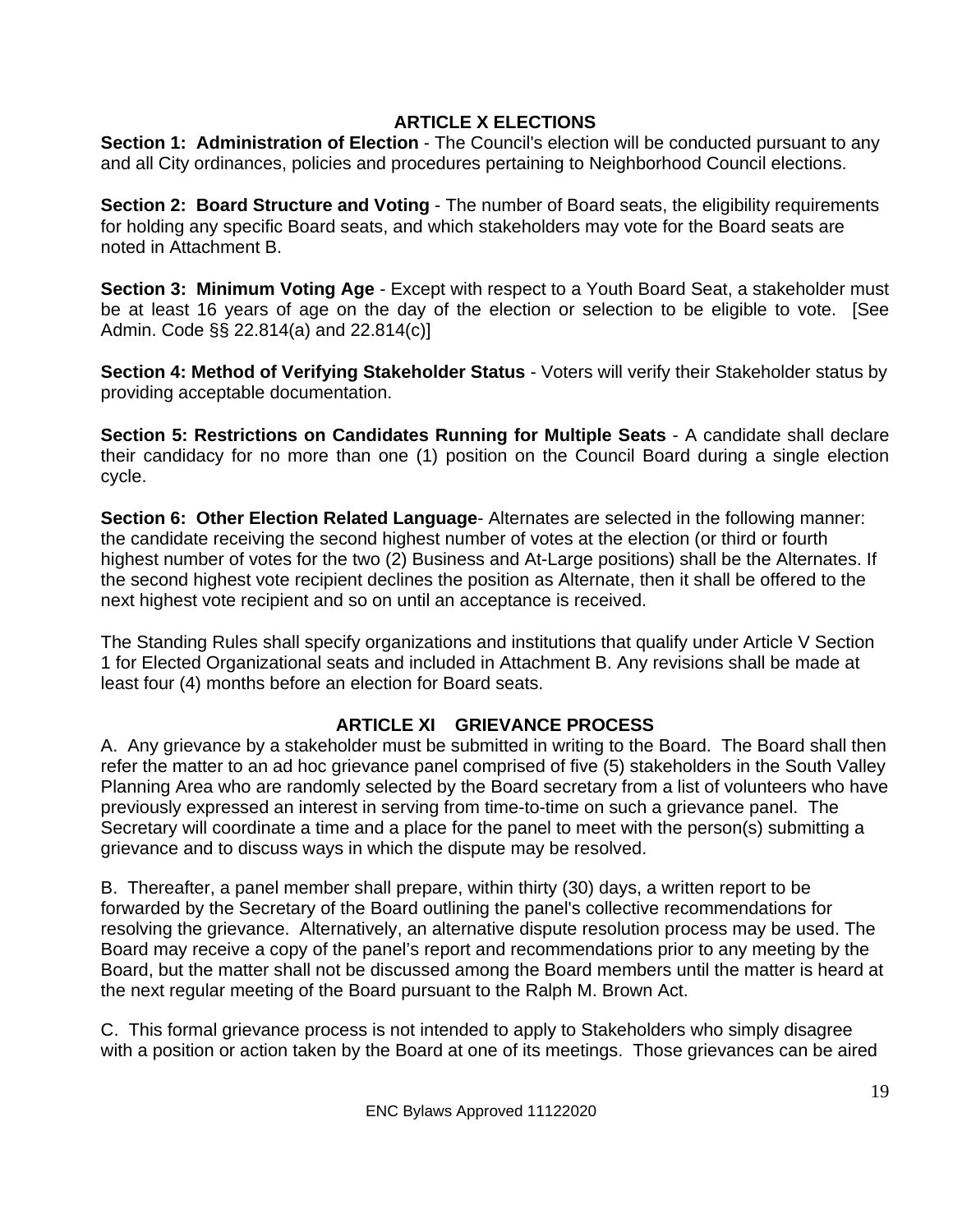## ARTICLE X ELECTIONS

**Section 1: Administration of Election** - The Council's election will be conducted pursuant to any and all City ordinances, policies and procedures pertaining to Neighborhood Council elections.

**Section 2: Board Structure and Voting** - The number of Board seats, the eligibility requirements for holding any specific Board seats, and which stakeholders may vote for the Board seats are noted in Attachment B.

**Section 3: Minimum Voting Age** - Except with respect to a Youth Board Seat, a stakeholder must be at least 16 years of age on the day of the election or selection to be eligible to vote. [See Admin. Code §§ 22.814(a) and 22.814(c)]

**Section 4: Method of Verifying Stakeholder Status** - Voters will verify their Stakeholder status by providing acceptable documentation.

**Section 5: Restrictions on Candidates Running for Multiple Seats** - A candidate shall declare their candidacy for no more than one (1) position on the Council Board during a single election cycle.

**Section 6: Other Election Related Language**- Alternates are selected in the following manner: the candidate receiving the second highest number of votes at the election (or third or fourth highest number of votes for the two (2) Business and At-Large positions) shall be the Alternates. If the second highest vote recipient declines the position as Alternate, then it shall be offered to the next highest vote recipient and so on until an acceptance is received.

The Standing Rules shall specify organizations and institutions that qualify under Article V Section 1 for Elected Organizational seats and included in Attachment B. Any revisions shall be made at least four (4) months before an election for Board seats.

## ARTICLE XI GRIEVANCE PROCESS

A. Any grievance by a stakeholder must be submitted in writing to the Board. The Board shall then refer the matter to an ad hoc grievance panel comprised of five (5) stakeholders in the South Valley Planning Area who are randomly selected by the Board secretary from a list of volunteers who have previously expressed an interest in serving from time-to-time on such a grievance panel. The Secretary will coordinate a time and a place for the panel to meet with the person(s) submitting a grievance and to discuss ways in which the dispute may be resolved.

B. Thereafter, a panel member shall prepare, within thirty (30) days, a written report to be forwarded by the Secretary of the Board outlining the panel's collective recommendations for resolving the grievance. Alternatively, an alternative dispute resolution process may be used. The Board may receive a copy of the panel's report and recommendations prior to any meeting by the Board, but the matter shall not be discussed among the Board members until the matter is heard at the next regular meeting of the Board pursuant to the Ralph M. Brown Act.

C. This formal grievance process is not intended to apply to Stakeholders who simply disagree with a position or action taken by the Board at one of its meetings. Those grievances can be aired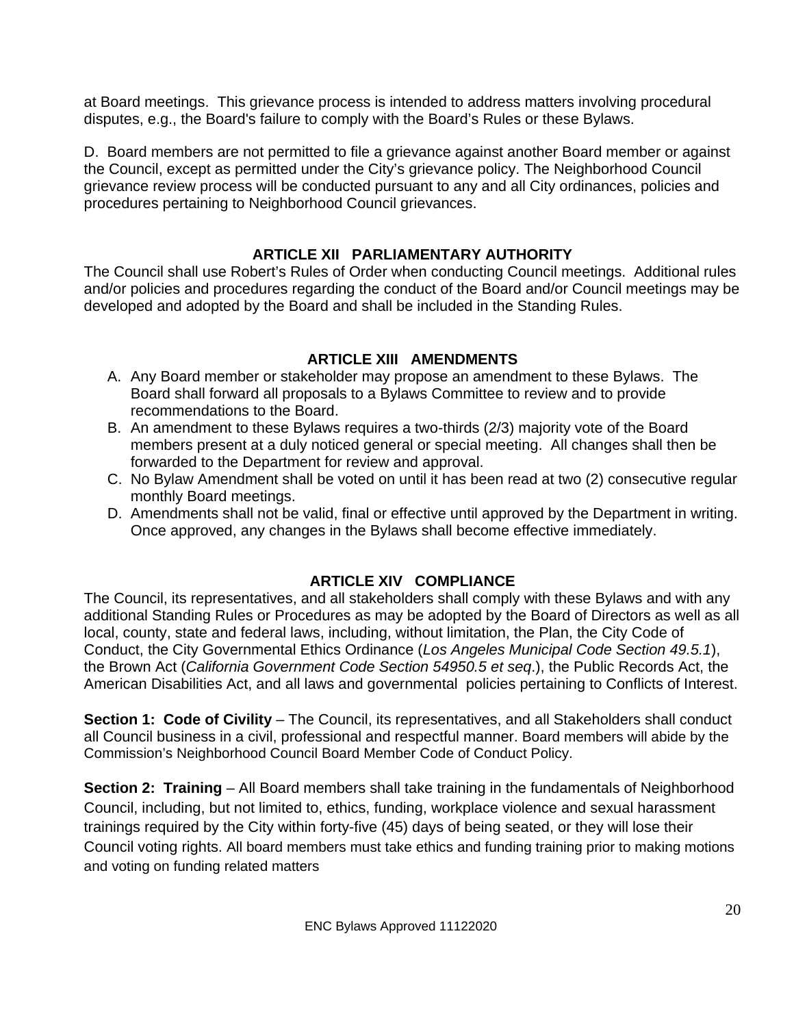at Board meetings. This grievance process is intended to address matters involving procedural disputes, e.g., the Board's failure to comply with the Board's Rules or these Bylaws.

D. Board members are not permitted to file a grievance against another Board member or against the Council, except as permitted under the City's grievance policy. The Neighborhood Council grievance review process will be conducted pursuant to any and all City ordinances, policies and procedures pertaining to Neighborhood Council grievances.

## ARTICLE XII PARLIAMENTARY AUTHORITY

The Council shall use Robert's Rules of Order when conducting Council meetings. Additional rules and/or policies and procedures regarding the conduct of the Board and/or Council meetings may be developed and adopted by the Board and shall be included in the Standing Rules.

## ARTICLE XIII AMENDMENTS

A. Any Board member or stakeholder may propose an amendment to these Bylaws. The Board shall forward all proposals to a Bylaws Committee to review and to provide recommendations to the Board.
B. An amendment to these Bylaws requires a two-thirds (2/3) majority vote of the Board members present at a duly noticed general or special meeting. All changes shall then be forwarded to the Department for review and approval.
C. No Bylaw Amendment shall be voted on until it has been read at two (2) consecutive regular monthly Board meetings.
D. Amendments shall not be valid, final or effective until approved by the Department in writing. Once approved, any changes in the Bylaws shall become effective immediately.

## ARTICLE XIV COMPLIANCE

The Council, its representatives, and all stakeholders shall comply with these Bylaws and with any additional Standing Rules or Procedures as may be adopted by the Board of Directors as well as all local, county, state and federal laws, including, without limitation, the Plan, the City Code of Conduct, the City Governmental Ethics Ordinance (*Los Angeles Municipal Code Section 49.5.1*), the Brown Act (*California Government Code Section 54950.5 et seq*.), the Public Records Act, the American Disabilities Act, and all laws and governmental policies pertaining to Conflicts of Interest.

**Section 1: Code of Civility** – The Council, its representatives, and all Stakeholders shall conduct all Council business in a civil, professional and respectful manner. Board members will abide by the Commission's Neighborhood Council Board Member Code of Conduct Policy.

**Section 2: Training** – All Board members shall take training in the fundamentals of Neighborhood Council, including, but not limited to, ethics, funding, workplace violence and sexual harassment trainings required by the City within forty-five (45) days of being seated, or they will lose their Council voting rights. All board members must take ethics and funding training prior to making motions and voting on funding related matters

ENC Bylaws Approved 11122020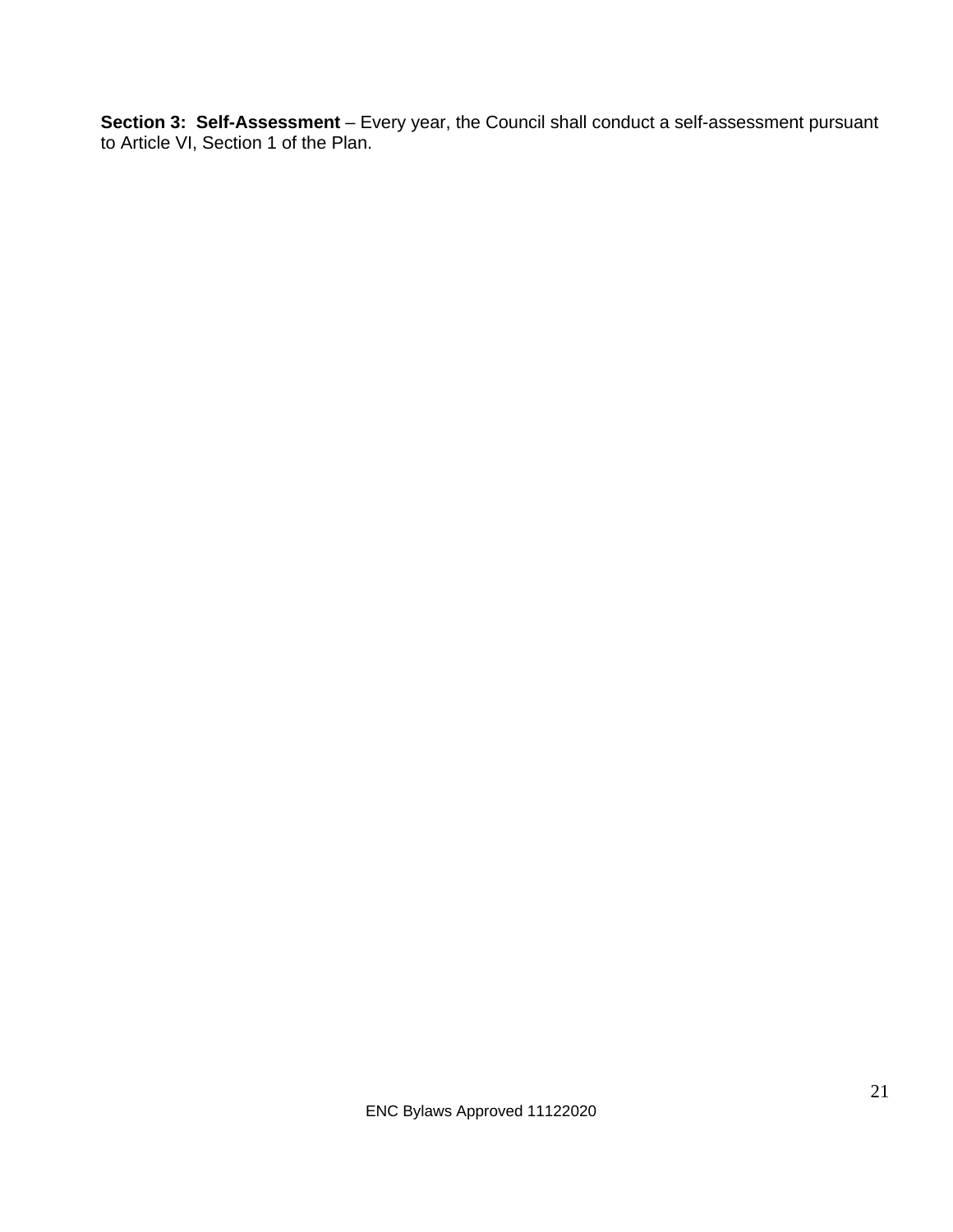**Section 3: Self-Assessment** – Every year, the Council shall conduct a self-assessment pursuant to Article VI, Section 1 of the Plan.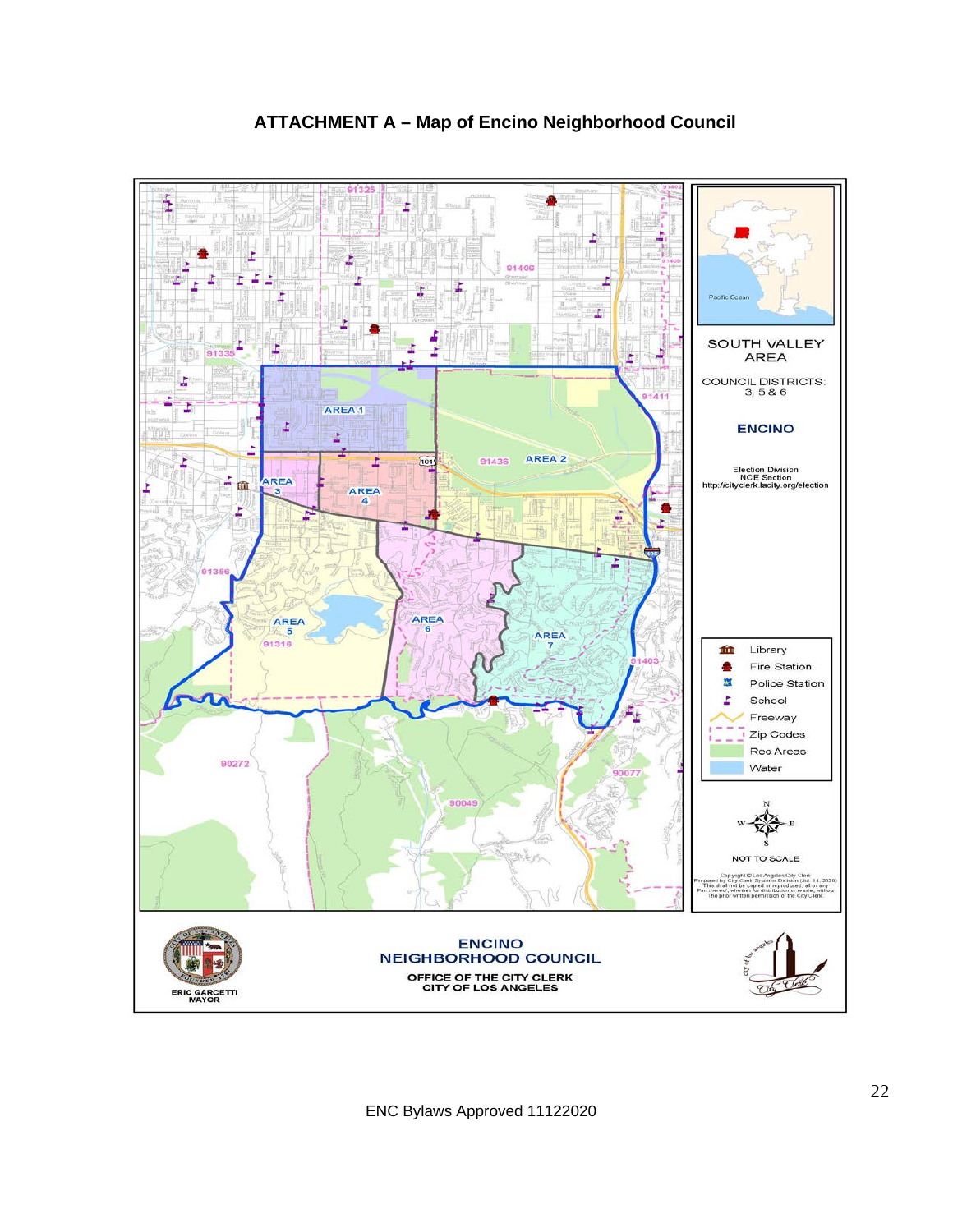**ATTACHMENT A – Map of Encino Neighborhood Council**

SOUTH VALLEY AREA

COUNCIL DISTRICTS: 3, 5 & 6

ENCINO

Election Division
NCE Section
http://cityclerk.lacity.org/election

AREA 1

AREA 2

AREA 3

AREA 4

AREA 5

AREA 6

AREA 7

| Legend |
|---|
| Library |
| Fire Station |
| Police Station |
| School |
| Freeway |
| Zip Codes |
| Rec Areas |
| Water |

NOT TO SCALE

ENCINO NEIGHBORHOOD COUNCIL

OFFICE OF THE CITY CLERK
CITY OF LOS ANGELES

ERIC GARCETTI
MAYOR

ENC Bylaws Approved 11122020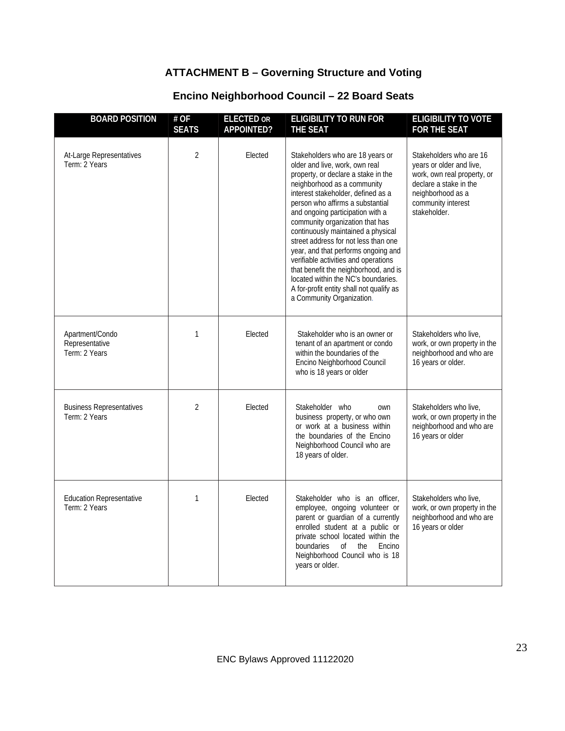## ATTACHMENT B – Governing Structure and Voting

## Encino Neighborhood Council – 22 Board Seats

| BOARD POSITION | # OF SEATS | ELECTED OR APPOINTED? | ELIGIBILITY TO RUN FOR THE SEAT | ELIGIBILITY TO VOTE FOR THE SEAT |
|---|---|---|---|---|
| At-Large Representatives<br>Term: 2 Years | 2 | Elected | Stakeholders who are 18 years or older and live, work, own real property, or declare a stake in the neighborhood as a community interest stakeholder, defined as a person who affirms a substantial and ongoing participation with a community organization that has continuously maintained a physical street address for not less than one year, and that performs ongoing and verifiable activities and operations that benefit the neighborhood, and is located within the NC's boundaries. A for-profit entity shall not qualify as a Community Organization. | Stakeholders who are 16 years or older and live, work, own real property, or declare a stake in the neighborhood as a community interest stakeholder. |
| Apartment/Condo Representative<br>Term: 2 Years | 1 | Elected | Stakeholder who is an owner or tenant of an apartment or condo within the boundaries of the Encino Neighborhood Council who is 18 years or older | Stakeholders who live, work, or own property in the neighborhood and who are 16 years or older. |
| Business Representatives<br>Term: 2 Years | 2 | Elected | Stakeholder who own business property, or who own or work at a business within the boundaries of the Encino Neighborhood Council who are 18 years of older. | Stakeholders who live, work, or own property in the neighborhood and who are 16 years or older |
| Education Representative<br>Term: 2 Years | 1 | Elected | Stakeholder who is an officer, employee, ongoing volunteer or parent or guardian of a currently enrolled student at a public or private school located within the boundaries of the Encino Neighborhood Council who is 18 years or older. | Stakeholders who live, work, or own property in the neighborhood and who are 16 years or older |

ENC Bylaws Approved 11122020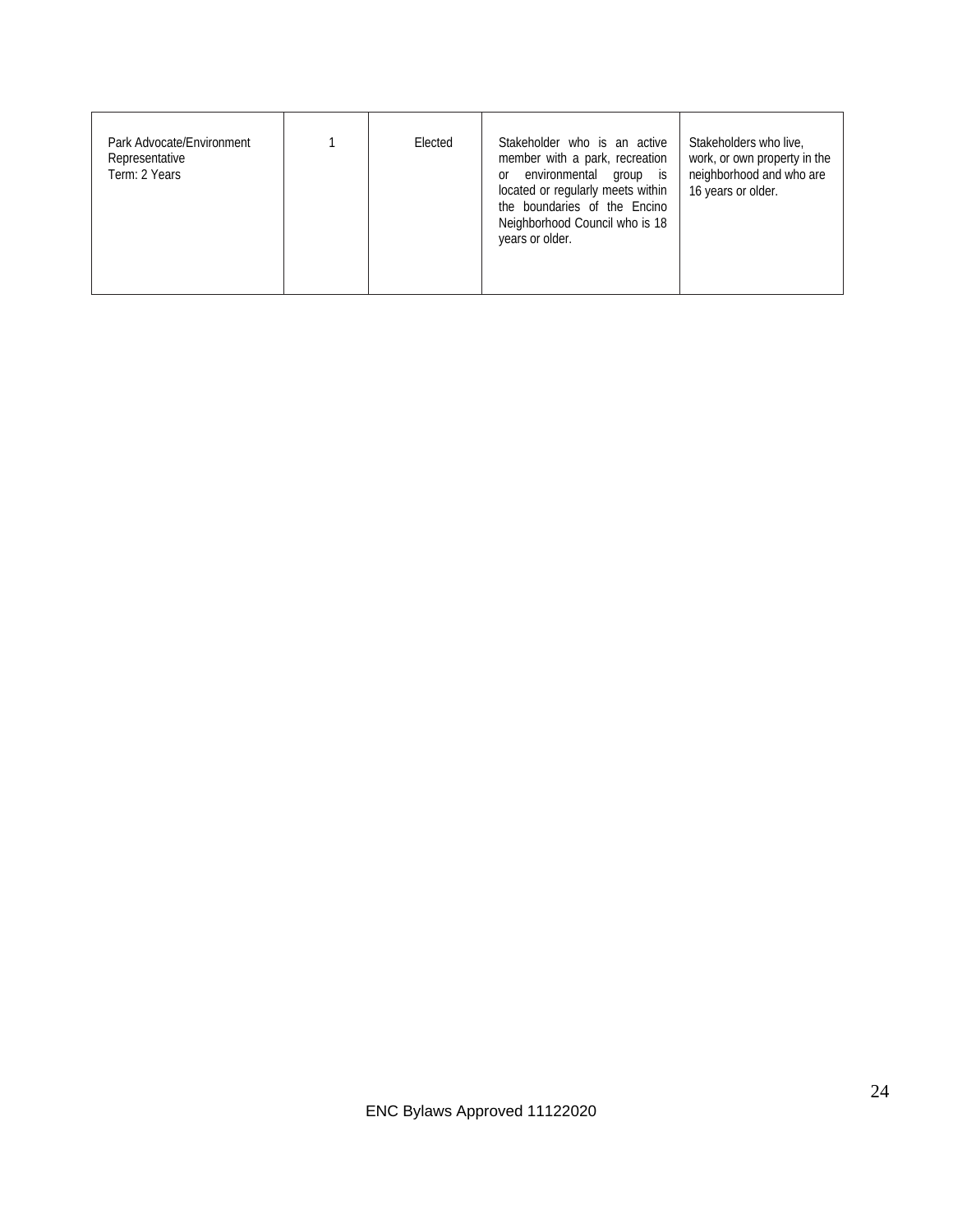| | | | | |
|---|---|---|---|---|
| Park Advocate/Environment Representative<br>Term: 2 Years | 1 | Elected | Stakeholder who is an active member with a park, recreation or environmental group is located or regularly meets within the boundaries of the Encino Neighborhood Council who is 18 years or older. | Stakeholders who live, work, or own property in the neighborhood and who are 16 years or older. |

ENC Bylaws Approved 11122020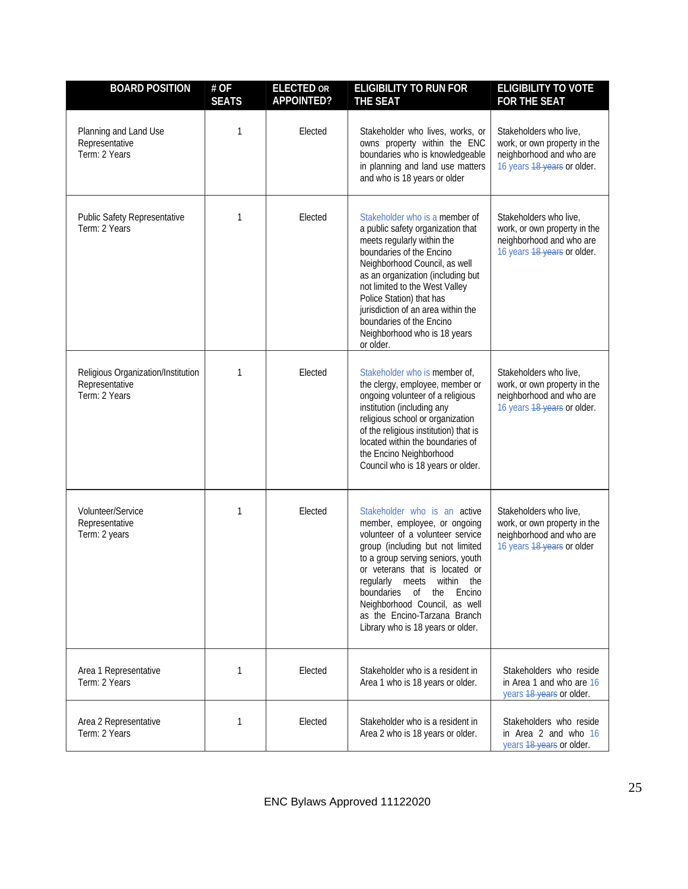| BOARD POSITION | # OF SEATS | ELECTED OR APPOINTED? | ELIGIBILITY TO RUN FOR THE SEAT | ELIGIBILITY TO VOTE FOR THE SEAT |
|---|---|---|---|---|
| Planning and Land Use Representative<br>Term: 2 Years | 1 | Elected | Stakeholder who lives, works, or owns property within the ENC boundaries who is knowledgeable in planning and land use matters and who is 18 years or older | Stakeholders who live, work, or own property in the neighborhood and who are 16 years ~~18 years~~ or older. |
| Public Safety Representative<br>Term: 2 Years | 1 | Elected | Stakeholder who is a member of a public safety organization that meets regularly within the boundaries of the Encino Neighborhood Council, as well as an organization (including but not limited to the West Valley Police Station) that has jurisdiction of an area within the boundaries of the Encino Neighborhood who is 18 years or older. | Stakeholders who live, work, or own property in the neighborhood and who are 16 years ~~18 years~~ or older. |
| Religious Organization/Institution Representative<br>Term: 2 Years | 1 | Elected | Stakeholder who is member of, the clergy, employee, member or ongoing volunteer of a religious institution (including any religious school or organization of the religious institution) that is located within the boundaries of the Encino Neighborhood Council who is 18 years or older. | Stakeholders who live, work, or own property in the neighborhood and who are 16 years ~~18 years~~ or older. |
| Volunteer/Service Representative<br>Term: 2 years | 1 | Elected | Stakeholder who is an active member, employee, or ongoing volunteer of a volunteer service group (including but not limited to a group serving seniors, youth or veterans that is located or regularly meets within the boundaries of the Encino Neighborhood Council, as well as the Encino-Tarzana Branch Library who is 18 years or older. | Stakeholders who live, work, or own property in the neighborhood and who are 16 years ~~18 years~~ or older |
| Area 1 Representative<br>Term: 2 Years | 1 | Elected | Stakeholder who is a resident in Area 1 who is 18 years or older. | Stakeholders who reside in Area 1 and who are 16 years ~~18 years~~ or older. |
| Area 2 Representative<br>Term: 2 Years | 1 | Elected | Stakeholder who is a resident in Area 2 who is 18 years or older. | Stakeholders who reside in Area 2 and who 16 years ~~18 years~~ or older. |

ENC Bylaws Approved 11122020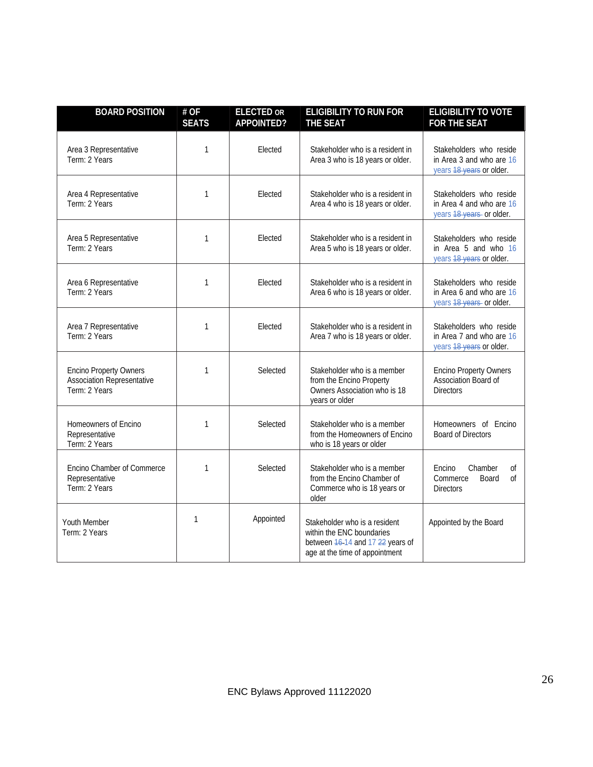| BOARD POSITION | # OF SEATS | ELECTED OR APPOINTED? | ELIGIBILITY TO RUN FOR THE SEAT | ELIGIBILITY TO VOTE FOR THE SEAT |
|---|---|---|---|---|
| Area 3 Representative Term: 2 Years | 1 | Elected | Stakeholder who is a resident in Area 3 who is 18 years or older. | Stakeholders who reside in Area 3 and who are 16 years ~~18 years~~ or older. |
| Area 4 Representative Term: 2 Years | 1 | Elected | Stakeholder who is a resident in Area 4 who is 18 years or older. | Stakeholders who reside in Area 4 and who are 16 years ~~18 years~~ or older. |
| Area 5 Representative Term: 2 Years | 1 | Elected | Stakeholder who is a resident in Area 5 who is 18 years or older. | Stakeholders who reside in Area 5 and who 16 years ~~18 years~~ or older. |
| Area 6 Representative Term: 2 Years | 1 | Elected | Stakeholder who is a resident in Area 6 who is 18 years or older. | Stakeholders who reside in Area 6 and who are 16 years ~~18 years~~ or older. |
| Area 7 Representative Term: 2 Years | 1 | Elected | Stakeholder who is a resident in Area 7 who is 18 years or older. | Stakeholders who reside in Area 7 and who are 16 years ~~18 years~~ or older. |
| Encino Property Owners Association Representative Term: 2 Years | 1 | Selected | Stakeholder who is a member from the Encino Property Owners Association who is 18 years or older | Encino Property Owners Association Board of Directors |
| Homeowners of Encino Representative Term: 2 Years | 1 | Selected | Stakeholder who is a member from the Homeowners of Encino who is 18 years or older | Homeowners of Encino Board of Directors |
| Encino Chamber of Commerce Representative Term: 2 Years | 1 | Selected | Stakeholder who is a member from the Encino Chamber of Commerce who is 18 years or older | Encino Chamber of Commerce Board of Directors |
| Youth Member Term: 2 Years | 1 | Appointed | Stakeholder who is a resident within the ENC boundaries between ~~16~~ 14 and 17 ~~22~~ years of age at the time of appointment | Appointed by the Board |

ENC Bylaws Approved 11122020